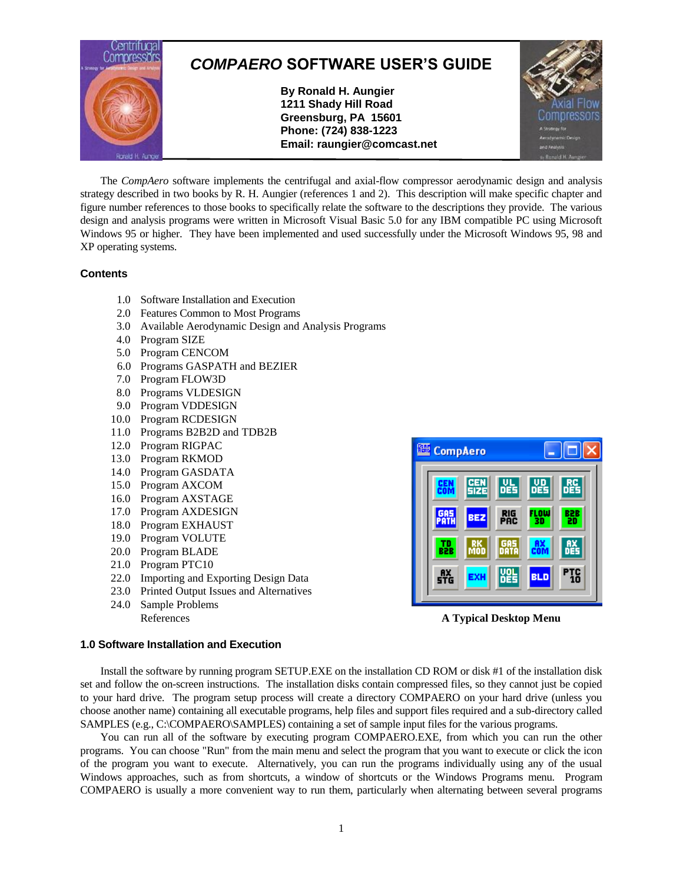# *COMPAERO* SOFTWARE USER'S GUIDE

**By Ronald H. Aungier**
**1211 Shady Hill Road**
**Greensburg, PA 15601**
**Phone: (724) 838-1223**
**Email: raungier@comcast.net**

The *CompAero* software implements the centrifugal and axial-flow compressor aerodynamic design and analysis strategy described in two books by R. H. Aungier (references 1 and 2). This description will make specific chapter and figure number references to those books to specifically relate the software to the descriptions they provide. The various design and analysis programs were written in Microsoft Visual Basic 5.0 for any IBM compatible PC using Microsoft Windows 95 or higher. They have been implemented and used successfully under the Microsoft Windows 95, 98 and XP operating systems.

## Contents

1.0 Software Installation and Execution
2.0 Features Common to Most Programs
3.0 Available Aerodynamic Design and Analysis Programs
4.0 Program SIZE
5.0 Program CENCOM
6.0 Programs GASPATH and BEZIER
7.0 Program FLOW3D
8.0 Programs VLDESIGN
9.0 Program VDDESIGN
10.0 Program RCDESIGN
11.0 Programs B2B2D and TDB2B
12.0 Program RIGPAC
13.0 Program RKMOD
14.0 Program GASDATA
15.0 Program AXCOM
16.0 Program AXSTAGE
17.0 Program AXDESIGN
18.0 Program EXHAUST
19.0 Program VOLUTE
20.0 Program BLADE
21.0 Program PTC10
22.0 Importing and Exporting Design Data
23.0 Printed Output Issues and Alternatives
24.0 Sample Problems
References

**A Typical Desktop Menu**

## 1.0 Software Installation and Execution

Install the software by running program SETUP.EXE on the installation CD ROM or disk #1 of the installation disk set and follow the on-screen instructions. The installation disks contain compressed files, so they cannot just be copied to your hard drive. The program setup process will create a directory COMPAERO on your hard drive (unless you choose another name) containing all executable programs, help files and support files required and a sub-directory called SAMPLES (e.g., C:\COMPAERO\SAMPLES) containing a set of sample input files for the various programs.

You can run all of the software by executing program COMPAERO.EXE, from which you can run the other programs. You can choose "Run" from the main menu and select the program that you want to execute or click the icon of the program you want to execute. Alternatively, you can run the programs individually using any of the usual Windows approaches, such as from shortcuts, a window of shortcuts or the Windows Programs menu. Program COMPAERO is usually a more convenient way to run them, particularly when alternating between several programs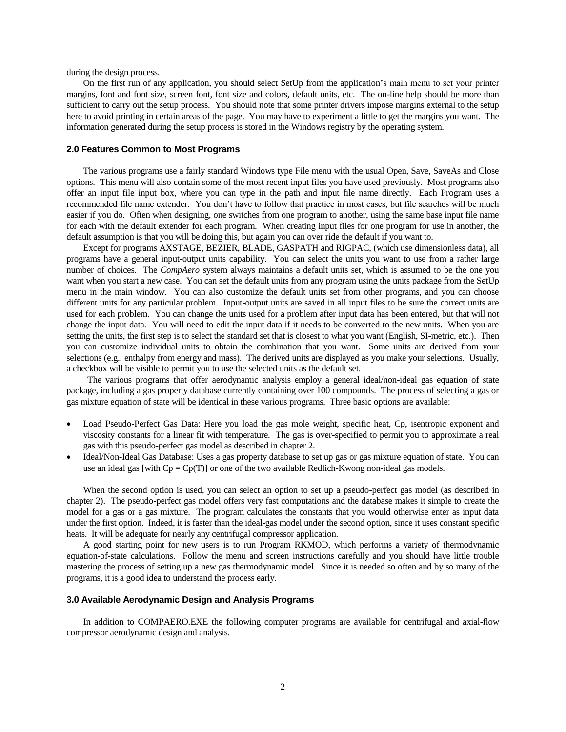during the design process.

On the first run of any application, you should select SetUp from the application's main menu to set your printer margins, font and font size, screen font, font size and colors, default units, etc. The on-line help should be more than sufficient to carry out the setup process. You should note that some printer drivers impose margins external to the setup here to avoid printing in certain areas of the page. You may have to experiment a little to get the margins you want. The information generated during the setup process is stored in the Windows registry by the operating system.

## 2.0 Features Common to Most Programs

The various programs use a fairly standard Windows type File menu with the usual Open, Save, SaveAs and Close options. This menu will also contain some of the most recent input files you have used previously. Most programs also offer an input file input box, where you can type in the path and input file name directly. Each Program uses a recommended file name extender. You don't have to follow that practice in most cases, but file searches will be much easier if you do. Often when designing, one switches from one program to another, using the same base input file name for each with the default extender for each program. When creating input files for one program for use in another, the default assumption is that you will be doing this, but again you can over ride the default if you want to.

Except for programs AXSTAGE, BEZIER, BLADE, GASPATH and RIGPAC, (which use dimensionless data), all programs have a general input-output units capability. You can select the units you want to use from a rather large number of choices. The *CompAero* system always maintains a default units set, which is assumed to be the one you want when you start a new case. You can set the default units from any program using the units package from the SetUp menu in the main window. You can also customize the default units set from other programs, and you can choose different units for any particular problem. Input-output units are saved in all input files to be sure the correct units are used for each problem. You can change the units used for a problem after input data has been entered, but that will not change the input data. You will need to edit the input data if it needs to be converted to the new units. When you are setting the units, the first step is to select the standard set that is closest to what you want (English, SI-metric, etc.). Then you can customize individual units to obtain the combination that you want. Some units are derived from your selections (e.g., enthalpy from energy and mass). The derived units are displayed as you make your selections. Usually, a checkbox will be visible to permit you to use the selected units as the default set.

The various programs that offer aerodynamic analysis employ a general ideal/non-ideal gas equation of state package, including a gas property database currently containing over 100 compounds. The process of selecting a gas or gas mixture equation of state will be identical in these various programs. Three basic options are available:

- Load Pseudo-Perfect Gas Data: Here you load the gas mole weight, specific heat, Cp, isentropic exponent and viscosity constants for a linear fit with temperature. The gas is over-specified to permit you to approximate a real gas with this pseudo-perfect gas model as described in chapter 2.
- Ideal/Non-Ideal Gas Database: Uses a gas property database to set up gas or gas mixture equation of state. You can use an ideal gas [with Cp = Cp(T)] or one of the two available Redlich-Kwong non-ideal gas models.

When the second option is used, you can select an option to set up a pseudo-perfect gas model (as described in chapter 2). The pseudo-perfect gas model offers very fast computations and the database makes it simple to create the model for a gas or a gas mixture. The program calculates the constants that you would otherwise enter as input data under the first option. Indeed, it is faster than the ideal-gas model under the second option, since it uses constant specific heats. It will be adequate for nearly any centrifugal compressor application.

A good starting point for new users is to run Program RKMOD, which performs a variety of thermodynamic equation-of-state calculations. Follow the menu and screen instructions carefully and you should have little trouble mastering the process of setting up a new gas thermodynamic model. Since it is needed so often and by so many of the programs, it is a good idea to understand the process early.

## 3.0 Available Aerodynamic Design and Analysis Programs

In addition to COMPAERO.EXE the following computer programs are available for centrifugal and axial-flow compressor aerodynamic design and analysis.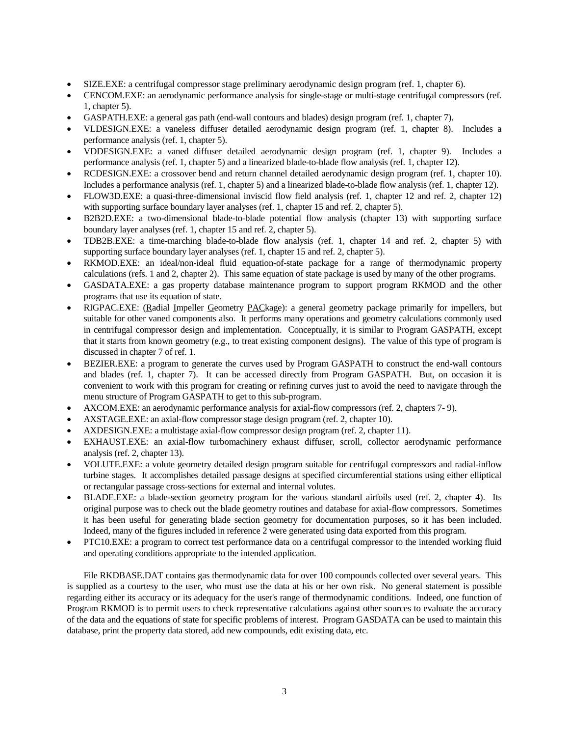- SIZE.EXE: a centrifugal compressor stage preliminary aerodynamic design program (ref. 1, chapter 6).
- CENCOM.EXE: an aerodynamic performance analysis for single-stage or multi-stage centrifugal compressors (ref. 1, chapter 5).
- GASPATH.EXE: a general gas path (end-wall contours and blades) design program (ref. 1, chapter 7).
- VLDESIGN.EXE: a vaneless diffuser detailed aerodynamic design program (ref. 1, chapter 8). Includes a performance analysis (ref. 1, chapter 5).
- VDDESIGN.EXE: a vaned diffuser detailed aerodynamic design program (ref. 1, chapter 9). Includes a performance analysis (ref. 1, chapter 5) and a linearized blade-to-blade flow analysis (ref. 1, chapter 12).
- RCDESIGN.EXE: a crossover bend and return channel detailed aerodynamic design program (ref. 1, chapter 10). Includes a performance analysis (ref. 1, chapter 5) and a linearized blade-to-blade flow analysis (ref. 1, chapter 12).
- FLOW3D.EXE: a quasi-three-dimensional inviscid flow field analysis (ref. 1, chapter 12 and ref. 2, chapter 12) with supporting surface boundary layer analyses (ref. 1, chapter 15 and ref. 2, chapter 5).
- B2B2D.EXE: a two-dimensional blade-to-blade potential flow analysis (chapter 13) with supporting surface boundary layer analyses (ref. 1, chapter 15 and ref. 2, chapter 5).
- TDB2B.EXE: a time-marching blade-to-blade flow analysis (ref. 1, chapter 14 and ref. 2, chapter 5) with supporting surface boundary layer analyses (ref. 1, chapter 15 and ref. 2, chapter 5).
- RKMOD.EXE: an ideal/non-ideal fluid equation-of-state package for a range of thermodynamic property calculations (refs. 1 and 2, chapter 2). This same equation of state package is used by many of the other programs.
- GASDATA.EXE: a gas property database maintenance program to support program RKMOD and the other programs that use its equation of state.
- RIGPAC.EXE: (Radial Impeller Geometry PACkage): a general geometry package primarily for impellers, but suitable for other vaned components also. It performs many operations and geometry calculations commonly used in centrifugal compressor design and implementation. Conceptually, it is similar to Program GASPATH, except that it starts from known geometry (e.g., to treat existing component designs). The value of this type of program is discussed in chapter 7 of ref. 1.
- BEZIER.EXE: a program to generate the curves used by Program GASPATH to construct the end-wall contours and blades (ref. 1, chapter 7). It can be accessed directly from Program GASPATH. But, on occasion it is convenient to work with this program for creating or refining curves just to avoid the need to navigate through the menu structure of Program GASPATH to get to this sub-program.
- AXCOM.EXE: an aerodynamic performance analysis for axial-flow compressors (ref. 2, chapters 7- 9).
- AXSTAGE.EXE: an axial-flow compressor stage design program (ref. 2, chapter 10).
- AXDESIGN.EXE: a multistage axial-flow compressor design program (ref. 2, chapter 11).
- EXHAUST.EXE: an axial-flow turbomachinery exhaust diffuser, scroll, collector aerodynamic performance analysis (ref. 2, chapter 13).
- VOLUTE.EXE: a volute geometry detailed design program suitable for centrifugal compressors and radial-inflow turbine stages. It accomplishes detailed passage designs at specified circumferential stations using either elliptical or rectangular passage cross-sections for external and internal volutes.
- BLADE.EXE: a blade-section geometry program for the various standard airfoils used (ref. 2, chapter 4). Its original purpose was to check out the blade geometry routines and database for axial-flow compressors. Sometimes it has been useful for generating blade section geometry for documentation purposes, so it has been included. Indeed, many of the figures included in reference 2 were generated using data exported from this program.
- PTC10.EXE: a program to correct test performance data on a centrifugal compressor to the intended working fluid and operating conditions appropriate to the intended application.

File RKDBASE.DAT contains gas thermodynamic data for over 100 compounds collected over several years. This is supplied as a courtesy to the user, who must use the data at his or her own risk. No general statement is possible regarding either its accuracy or its adequacy for the user's range of thermodynamic conditions. Indeed, one function of Program RKMOD is to permit users to check representative calculations against other sources to evaluate the accuracy of the data and the equations of state for specific problems of interest. Program GASDATA can be used to maintain this database, print the property data stored, add new compounds, edit existing data, etc.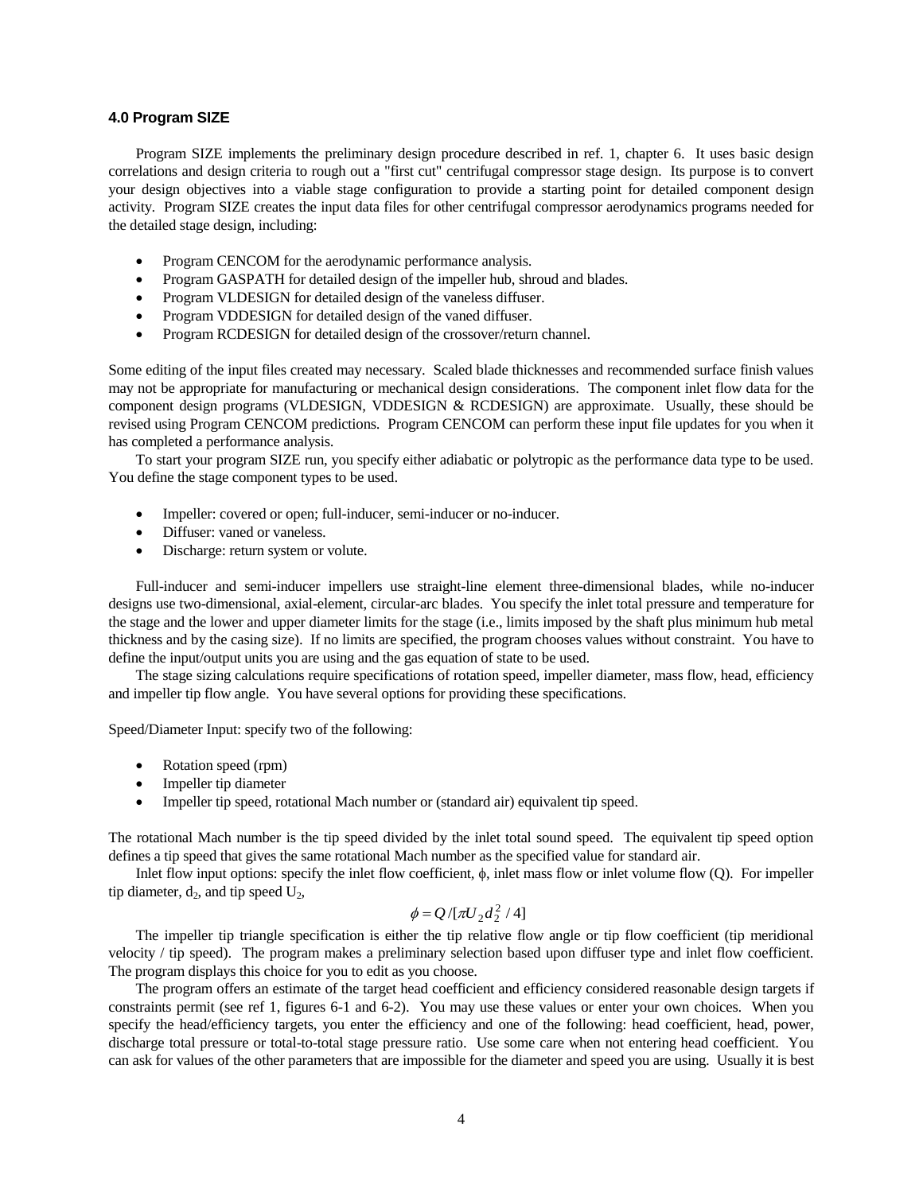### 4.0 Program SIZE

Program SIZE implements the preliminary design procedure described in ref. 1, chapter 6. It uses basic design correlations and design criteria to rough out a "first cut" centrifugal compressor stage design. Its purpose is to convert your design objectives into a viable stage configuration to provide a starting point for detailed component design activity. Program SIZE creates the input data files for other centrifugal compressor aerodynamics programs needed for the detailed stage design, including:

- Program CENCOM for the aerodynamic performance analysis.
- Program GASPATH for detailed design of the impeller hub, shroud and blades.
- Program VLDESIGN for detailed design of the vaneless diffuser.
- Program VDDESIGN for detailed design of the vaned diffuser.
- Program RCDESIGN for detailed design of the crossover/return channel.

Some editing of the input files created may necessary. Scaled blade thicknesses and recommended surface finish values may not be appropriate for manufacturing or mechanical design considerations. The component inlet flow data for the component design programs (VLDESIGN, VDDESIGN & RCDESIGN) are approximate. Usually, these should be revised using Program CENCOM predictions. Program CENCOM can perform these input file updates for you when it has completed a performance analysis.

To start your program SIZE run, you specify either adiabatic or polytropic as the performance data type to be used. You define the stage component types to be used.

- Impeller: covered or open; full-inducer, semi-inducer or no-inducer.
- Diffuser: vaned or vaneless.
- Discharge: return system or volute.

Full-inducer and semi-inducer impellers use straight-line element three-dimensional blades, while no-inducer designs use two-dimensional, axial-element, circular-arc blades. You specify the inlet total pressure and temperature for the stage and the lower and upper diameter limits for the stage (i.e., limits imposed by the shaft plus minimum hub metal thickness and by the casing size). If no limits are specified, the program chooses values without constraint. You have to define the input/output units you are using and the gas equation of state to be used.

The stage sizing calculations require specifications of rotation speed, impeller diameter, mass flow, head, efficiency and impeller tip flow angle. You have several options for providing these specifications.

Speed/Diameter Input: specify two of the following:

- Rotation speed (rpm)
- Impeller tip diameter
- Impeller tip speed, rotational Mach number or (standard air) equivalent tip speed.

The rotational Mach number is the tip speed divided by the inlet total sound speed. The equivalent tip speed option defines a tip speed that gives the same rotational Mach number as the specified value for standard air.

Inlet flow input options: specify the inlet flow coefficient, $\phi$, inlet mass flow or inlet volume flow (Q). For impeller tip diameter, $d_2$, and tip speed $U_2$,

$$\phi = Q/[\pi U_2 d_2^2/4]$$

The impeller tip triangle specification is either the tip relative flow angle or tip flow coefficient (tip meridional velocity / tip speed). The program makes a preliminary selection based upon diffuser type and inlet flow coefficient. The program displays this choice for you to edit as you choose.

The program offers an estimate of the target head coefficient and efficiency considered reasonable design targets if constraints permit (see ref 1, figures 6-1 and 6-2). You may use these values or enter your own choices. When you specify the head/efficiency targets, you enter the efficiency and one of the following: head coefficient, head, power, discharge total pressure or total-to-total stage pressure ratio. Use some care when not entering head coefficient. You can ask for values of the other parameters that are impossible for the diameter and speed you are using. Usually it is best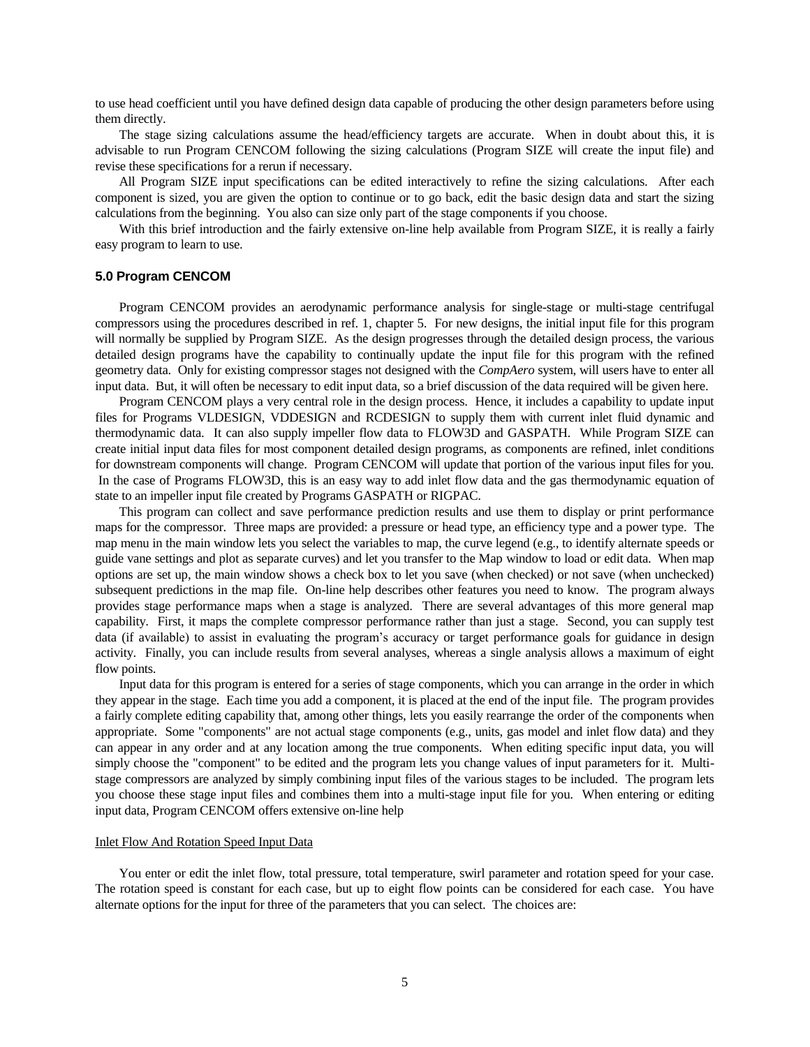to use head coefficient until you have defined design data capable of producing the other design parameters before using them directly.

The stage sizing calculations assume the head/efficiency targets are accurate. When in doubt about this, it is advisable to run Program CENCOM following the sizing calculations (Program SIZE will create the input file) and revise these specifications for a rerun if necessary.

All Program SIZE input specifications can be edited interactively to refine the sizing calculations. After each component is sized, you are given the option to continue or to go back, edit the basic design data and start the sizing calculations from the beginning. You also can size only part of the stage components if you choose.

With this brief introduction and the fairly extensive on-line help available from Program SIZE, it is really a fairly easy program to learn to use.

## 5.0 Program CENCOM

Program CENCOM provides an aerodynamic performance analysis for single-stage or multi-stage centrifugal compressors using the procedures described in ref. 1, chapter 5. For new designs, the initial input file for this program will normally be supplied by Program SIZE. As the design progresses through the detailed design process, the various detailed design programs have the capability to continually update the input file for this program with the refined geometry data. Only for existing compressor stages not designed with the *CompAero* system, will users have to enter all input data. But, it will often be necessary to edit input data, so a brief discussion of the data required will be given here.

Program CENCOM plays a very central role in the design process. Hence, it includes a capability to update input files for Programs VLDESIGN, VDDESIGN and RCDESIGN to supply them with current inlet fluid dynamic and thermodynamic data. It can also supply impeller flow data to FLOW3D and GASPATH. While Program SIZE can create initial input data files for most component detailed design programs, as components are refined, inlet conditions for downstream components will change. Program CENCOM will update that portion of the various input files for you. In the case of Programs FLOW3D, this is an easy way to add inlet flow data and the gas thermodynamic equation of state to an impeller input file created by Programs GASPATH or RIGPAC.

This program can collect and save performance prediction results and use them to display or print performance maps for the compressor. Three maps are provided: a pressure or head type, an efficiency type and a power type. The map menu in the main window lets you select the variables to map, the curve legend (e.g., to identify alternate speeds or guide vane settings and plot as separate curves) and let you transfer to the Map window to load or edit data. When map options are set up, the main window shows a check box to let you save (when checked) or not save (when unchecked) subsequent predictions in the map file. On-line help describes other features you need to know. The program always provides stage performance maps when a stage is analyzed. There are several advantages of this more general map capability. First, it maps the complete compressor performance rather than just a stage. Second, you can supply test data (if available) to assist in evaluating the program's accuracy or target performance goals for guidance in design activity. Finally, you can include results from several analyses, whereas a single analysis allows a maximum of eight flow points.

Input data for this program is entered for a series of stage components, which you can arrange in the order in which they appear in the stage. Each time you add a component, it is placed at the end of the input file. The program provides a fairly complete editing capability that, among other things, lets you easily rearrange the order of the components when appropriate. Some "components" are not actual stage components (e.g., units, gas model and inlet flow data) and they can appear in any order and at any location among the true components. When editing specific input data, you will simply choose the "component" to be edited and the program lets you change values of input parameters for it. Multi-stage compressors are analyzed by simply combining input files of the various stages to be included. The program lets you choose these stage input files and combines them into a multi-stage input file for you. When entering or editing input data, Program CENCOM offers extensive on-line help

<u>Inlet Flow And Rotation Speed Input Data</u>

You enter or edit the inlet flow, total pressure, total temperature, swirl parameter and rotation speed for your case. The rotation speed is constant for each case, but up to eight flow points can be considered for each case. You have alternate options for the input for three of the parameters that you can select. The choices are: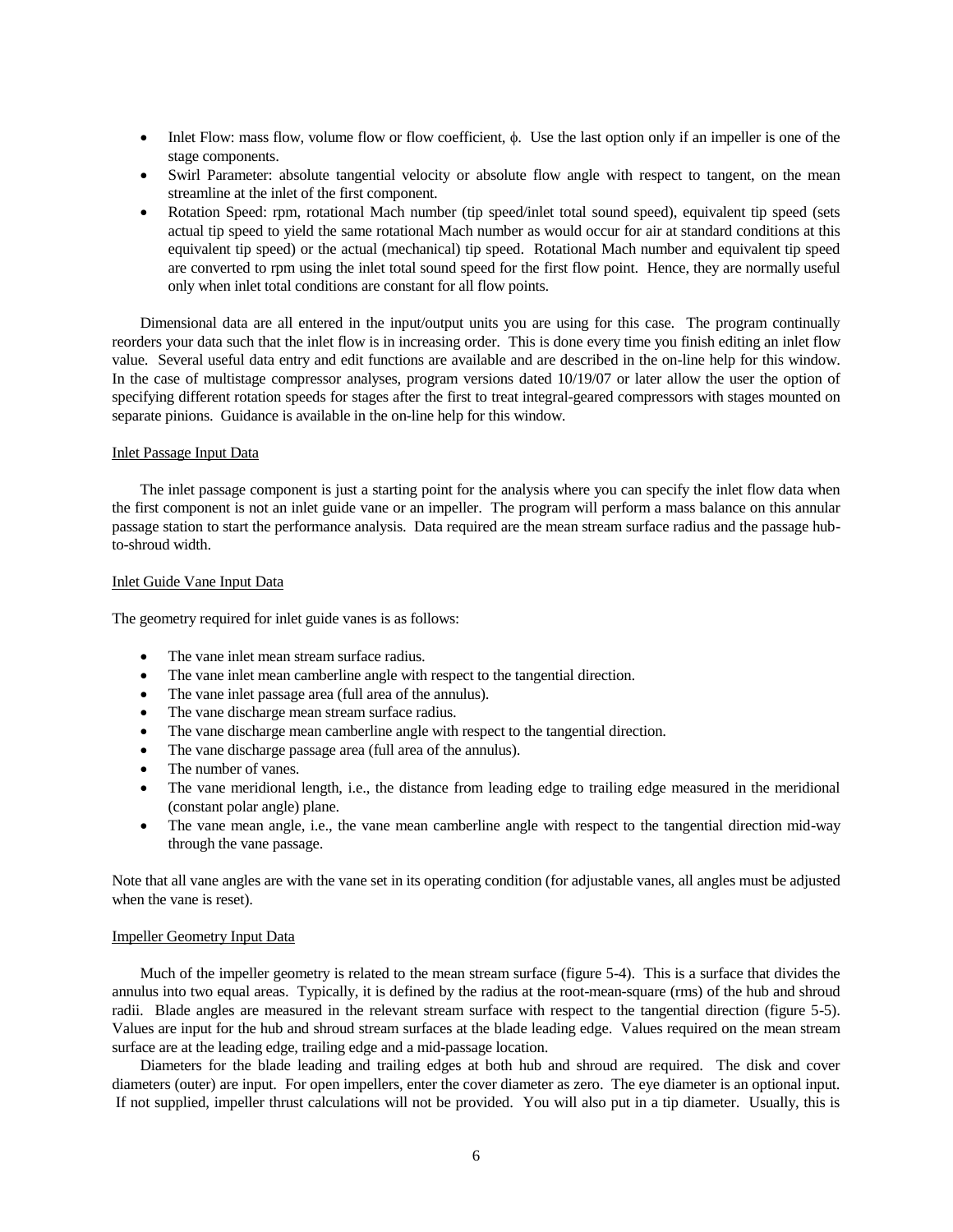- Inlet Flow: mass flow, volume flow or flow coefficient, $\phi$. Use the last option only if an impeller is one of the stage components.
- Swirl Parameter: absolute tangential velocity or absolute flow angle with respect to tangent, on the mean streamline at the inlet of the first component.
- Rotation Speed: rpm, rotational Mach number (tip speed/inlet total sound speed), equivalent tip speed (sets actual tip speed to yield the same rotational Mach number as would occur for air at standard conditions at this equivalent tip speed) or the actual (mechanical) tip speed. Rotational Mach number and equivalent tip speed are converted to rpm using the inlet total sound speed for the first flow point. Hence, they are normally useful only when inlet total conditions are constant for all flow points.

Dimensional data are all entered in the input/output units you are using for this case. The program continually reorders your data such that the inlet flow is in increasing order. This is done every time you finish editing an inlet flow value. Several useful data entry and edit functions are available and are described in the on-line help for this window. In the case of multistage compressor analyses, program versions dated 10/19/07 or later allow the user the option of specifying different rotation speeds for stages after the first to treat integral-geared compressors with stages mounted on separate pinions. Guidance is available in the on-line help for this window.

Inlet Passage Input Data

The inlet passage component is just a starting point for the analysis where you can specify the inlet flow data when the first component is not an inlet guide vane or an impeller. The program will perform a mass balance on this annular passage station to start the performance analysis. Data required are the mean stream surface radius and the passage hub-to-shroud width.

Inlet Guide Vane Input Data

The geometry required for inlet guide vanes is as follows:

- The vane inlet mean stream surface radius.
- The vane inlet mean camberline angle with respect to the tangential direction.
- The vane inlet passage area (full area of the annulus).
- The vane discharge mean stream surface radius.
- The vane discharge mean camberline angle with respect to the tangential direction.
- The vane discharge passage area (full area of the annulus).
- The number of vanes.
- The vane meridional length, i.e., the distance from leading edge to trailing edge measured in the meridional (constant polar angle) plane.
- The vane mean angle, i.e., the vane mean camberline angle with respect to the tangential direction mid-way through the vane passage.

Note that all vane angles are with the vane set in its operating condition (for adjustable vanes, all angles must be adjusted when the vane is reset).

Impeller Geometry Input Data

Much of the impeller geometry is related to the mean stream surface (figure 5-4). This is a surface that divides the annulus into two equal areas. Typically, it is defined by the radius at the root-mean-square (rms) of the hub and shroud radii. Blade angles are measured in the relevant stream surface with respect to the tangential direction (figure 5-5). Values are input for the hub and shroud stream surfaces at the blade leading edge. Values required on the mean stream surface are at the leading edge, trailing edge and a mid-passage location.

Diameters for the blade leading and trailing edges at both hub and shroud are required. The disk and cover diameters (outer) are input. For open impellers, enter the cover diameter as zero. The eye diameter is an optional input. If not supplied, impeller thrust calculations will not be provided. You will also put in a tip diameter. Usually, this is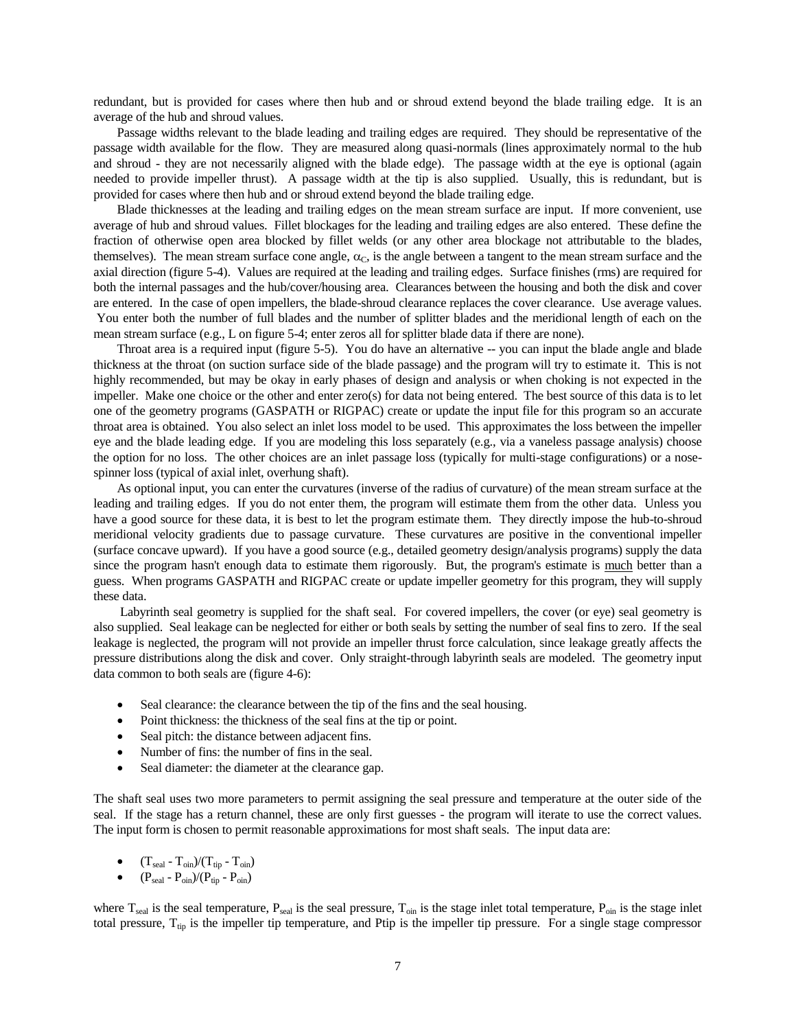redundant, but is provided for cases where then hub and or shroud extend beyond the blade trailing edge. It is an average of the hub and shroud values.

Passage widths relevant to the blade leading and trailing edges are required. They should be representative of the passage width available for the flow. They are measured along quasi-normals (lines approximately normal to the hub and shroud - they are not necessarily aligned with the blade edge). The passage width at the eye is optional (again needed to provide impeller thrust). A passage width at the tip is also supplied. Usually, this is redundant, but is provided for cases where then hub and or shroud extend beyond the blade trailing edge.

Blade thicknesses at the leading and trailing edges on the mean stream surface are input. If more convenient, use average of hub and shroud values. Fillet blockages for the leading and trailing edges are also entered. These define the fraction of otherwise open area blocked by fillet welds (or any other area blockage not attributable to the blades, themselves). The mean stream surface cone angle, $\alpha_C$, is the angle between a tangent to the mean stream surface and the axial direction (figure 5-4). Values are required at the leading and trailing edges. Surface finishes (rms) are required for both the internal passages and the hub/cover/housing area. Clearances between the housing and both the disk and cover are entered. In the case of open impellers, the blade-shroud clearance replaces the cover clearance. Use average values. You enter both the number of full blades and the number of splitter blades and the meridional length of each on the mean stream surface (e.g., L on figure 5-4; enter zeros all for splitter blade data if there are none).

Throat area is a required input (figure 5-5). You do have an alternative -- you can input the blade angle and blade thickness at the throat (on suction surface side of the blade passage) and the program will try to estimate it. This is not highly recommended, but may be okay in early phases of design and analysis or when choking is not expected in the impeller. Make one choice or the other and enter zero(s) for data not being entered. The best source of this data is to let one of the geometry programs (GASPATH or RIGPAC) create or update the input file for this program so an accurate throat area is obtained. You also select an inlet loss model to be used. This approximates the loss between the impeller eye and the blade leading edge. If you are modeling this loss separately (e.g., via a vaneless passage analysis) choose the option for no loss. The other choices are an inlet passage loss (typically for multi-stage configurations) or a nose-spinner loss (typical of axial inlet, overhung shaft).

As optional input, you can enter the curvatures (inverse of the radius of curvature) of the mean stream surface at the leading and trailing edges. If you do not enter them, the program will estimate them from the other data. Unless you have a good source for these data, it is best to let the program estimate them. They directly impose the hub-to-shroud meridional velocity gradients due to passage curvature. These curvatures are positive in the conventional impeller (surface concave upward). If you have a good source (e.g., detailed geometry design/analysis programs) supply the data since the program hasn't enough data to estimate them rigorously. But, the program's estimate is much better than a guess. When programs GASPATH and RIGPAC create or update impeller geometry for this program, they will supply these data.

Labyrinth seal geometry is supplied for the shaft seal. For covered impellers, the cover (or eye) seal geometry is also supplied. Seal leakage can be neglected for either or both seals by setting the number of seal fins to zero. If the seal leakage is neglected, the program will not provide an impeller thrust force calculation, since leakage greatly affects the pressure distributions along the disk and cover. Only straight-through labyrinth seals are modeled. The geometry input data common to both seals are (figure 4-6):

- Seal clearance: the clearance between the tip of the fins and the seal housing.
- Point thickness: the thickness of the seal fins at the tip or point.
- Seal pitch: the distance between adjacent fins.
- Number of fins: the number of fins in the seal.
- Seal diameter: the diameter at the clearance gap.

The shaft seal uses two more parameters to permit assigning the seal pressure and temperature at the outer side of the seal. If the stage has a return channel, these are only first guesses - the program will iterate to use the correct values. The input form is chosen to permit reasonable approximations for most shaft seals. The input data are:

- $(T_{seal} - T_{oin})/(T_{tip} - T_{oin})$
- $(P_{seal} - P_{oin})/(P_{tip} - P_{oin})$

where $T_{seal}$ is the seal temperature, $P_{seal}$ is the seal pressure, $T_{oin}$ is the stage inlet total temperature, $P_{oin}$ is the stage inlet total pressure, $T_{tip}$ is the impeller tip temperature, and Ptip is the impeller tip pressure. For a single stage compressor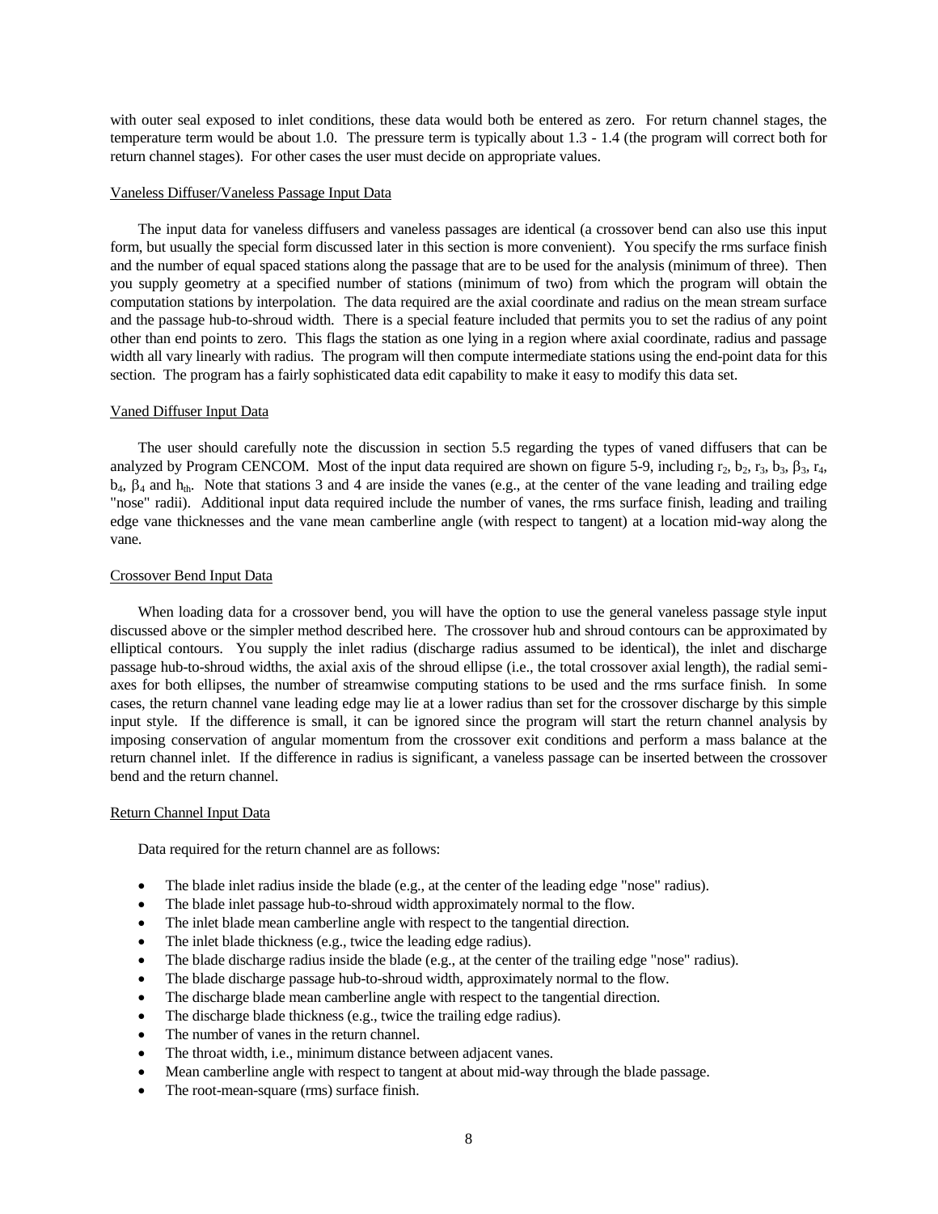with outer seal exposed to inlet conditions, these data would both be entered as zero. For return channel stages, the temperature term would be about 1.0. The pressure term is typically about 1.3 - 1.4 (the program will correct both for return channel stages). For other cases the user must decide on appropriate values.

### Vaneless Diffuser/Vaneless Passage Input Data

The input data for vaneless diffusers and vaneless passages are identical (a crossover bend can also use this input form, but usually the special form discussed later in this section is more convenient). You specify the rms surface finish and the number of equal spaced stations along the passage that are to be used for the analysis (minimum of three). Then you supply geometry at a specified number of stations (minimum of two) from which the program will obtain the computation stations by interpolation. The data required are the axial coordinate and radius on the mean stream surface and the passage hub-to-shroud width. There is a special feature included that permits you to set the radius of any point other than end points to zero. This flags the station as one lying in a region where axial coordinate, radius and passage width all vary linearly with radius. The program will then compute intermediate stations using the end-point data for this section. The program has a fairly sophisticated data edit capability to make it easy to modify this data set.

### Vaned Diffuser Input Data

The user should carefully note the discussion in section 5.5 regarding the types of vaned diffusers that can be analyzed by Program CENCOM. Most of the input data required are shown on figure 5-9, including $r_2$, $b_2$, $r_3$, $b_3$, $\beta_3$, $r_4$, $b_4$, $\beta_4$ and $h_{th}$. Note that stations 3 and 4 are inside the vanes (e.g., at the center of the vane leading and trailing edge "nose" radii). Additional input data required include the number of vanes, the rms surface finish, leading and trailing edge vane thicknesses and the vane mean camberline angle (with respect to tangent) at a location mid-way along the vane.

### Crossover Bend Input Data

When loading data for a crossover bend, you will have the option to use the general vaneless passage style input discussed above or the simpler method described here. The crossover hub and shroud contours can be approximated by elliptical contours. You supply the inlet radius (discharge radius assumed to be identical), the inlet and discharge passage hub-to-shroud widths, the axial axis of the shroud ellipse (i.e., the total crossover axial length), the radial semi-axes for both ellipses, the number of streamwise computing stations to be used and the rms surface finish. In some cases, the return channel vane leading edge may lie at a lower radius than set for the crossover discharge by this simple input style. If the difference is small, it can be ignored since the program will start the return channel analysis by imposing conservation of angular momentum from the crossover exit conditions and perform a mass balance at the return channel inlet. If the difference in radius is significant, a vaneless passage can be inserted between the crossover bend and the return channel.

### Return Channel Input Data

Data required for the return channel are as follows:

- The blade inlet radius inside the blade (e.g., at the center of the leading edge "nose" radius).
- The blade inlet passage hub-to-shroud width approximately normal to the flow.
- The inlet blade mean camberline angle with respect to the tangential direction.
- The inlet blade thickness (e.g., twice the leading edge radius).
- The blade discharge radius inside the blade (e.g., at the center of the trailing edge "nose" radius).
- The blade discharge passage hub-to-shroud width, approximately normal to the flow.
- The discharge blade mean camberline angle with respect to the tangential direction.
- The discharge blade thickness (e.g., twice the trailing edge radius).
- The number of vanes in the return channel.
- The throat width, i.e., minimum distance between adjacent vanes.
- Mean camberline angle with respect to tangent at about mid-way through the blade passage.
- The root-mean-square (rms) surface finish.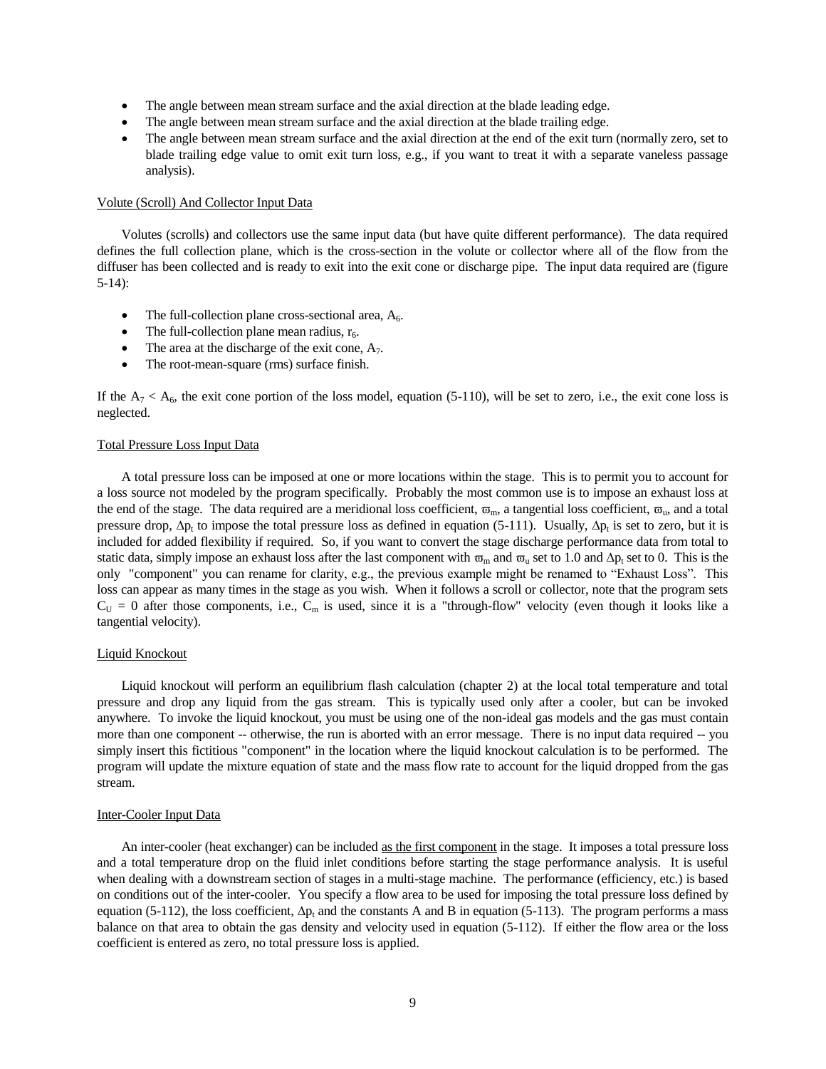- The angle between mean stream surface and the axial direction at the blade leading edge.
- The angle between mean stream surface and the axial direction at the blade trailing edge.
- The angle between mean stream surface and the axial direction at the end of the exit turn (normally zero, set to blade trailing edge value to omit exit turn loss, e.g., if you want to treat it with a separate vaneless passage analysis).

Volute (Scroll) And Collector Input Data

Volutes (scrolls) and collectors use the same input data (but have quite different performance). The data required defines the full collection plane, which is the cross-section in the volute or collector where all of the flow from the diffuser has been collected and is ready to exit into the exit cone or discharge pipe. The input data required are (figure 5-14):

- The full-collection plane cross-sectional area, $A_6$.
- The full-collection plane mean radius, $r_6$.
- The area at the discharge of the exit cone, $A_7$.
- The root-mean-square (rms) surface finish.

If the $A_7 < A_6$, the exit cone portion of the loss model, equation (5-110), will be set to zero, i.e., the exit cone loss is neglected.

Total Pressure Loss Input Data

A total pressure loss can be imposed at one or more locations within the stage. This is to permit you to account for a loss source not modeled by the program specifically. Probably the most common use is to impose an exhaust loss at the end of the stage. The data required are a meridional loss coefficient, $\varpi_m$, a tangential loss coefficient, $\varpi_u$, and a total pressure drop, $\Delta p_t$ to impose the total pressure loss as defined in equation (5-111). Usually, $\Delta p_t$ is set to zero, but it is included for added flexibility if required. So, if you want to convert the stage discharge performance data from total to static data, simply impose an exhaust loss after the last component with $\varpi_m$ and $\varpi_u$ set to 1.0 and $\Delta p_t$ set to 0. This is the only "component" you can rename for clarity, e.g., the previous example might be renamed to "Exhaust Loss". This loss can appear as many times in the stage as you wish. When it follows a scroll or collector, note that the program sets $C_U = 0$ after those components, i.e., $C_m$ is used, since it is a "through-flow" velocity (even though it looks like a tangential velocity).

Liquid Knockout

Liquid knockout will perform an equilibrium flash calculation (chapter 2) at the local total temperature and total pressure and drop any liquid from the gas stream. This is typically used only after a cooler, but can be invoked anywhere. To invoke the liquid knockout, you must be using one of the non-ideal gas models and the gas must contain more than one component -- otherwise, the run is aborted with an error message. There is no input data required -- you simply insert this fictitious "component" in the location where the liquid knockout calculation is to be performed. The program will update the mixture equation of state and the mass flow rate to account for the liquid dropped from the gas stream.

Inter-Cooler Input Data

An inter-cooler (heat exchanger) can be included as the first component in the stage. It imposes a total pressure loss and a total temperature drop on the fluid inlet conditions before starting the stage performance analysis. It is useful when dealing with a downstream section of stages in a multi-stage machine. The performance (efficiency, etc.) is based on conditions out of the inter-cooler. You specify a flow area to be used for imposing the total pressure loss defined by equation (5-112), the loss coefficient, $\Delta p_t$ and the constants A and B in equation (5-113). The program performs a mass balance on that area to obtain the gas density and velocity used in equation (5-112). If either the flow area or the loss coefficient is entered as zero, no total pressure loss is applied.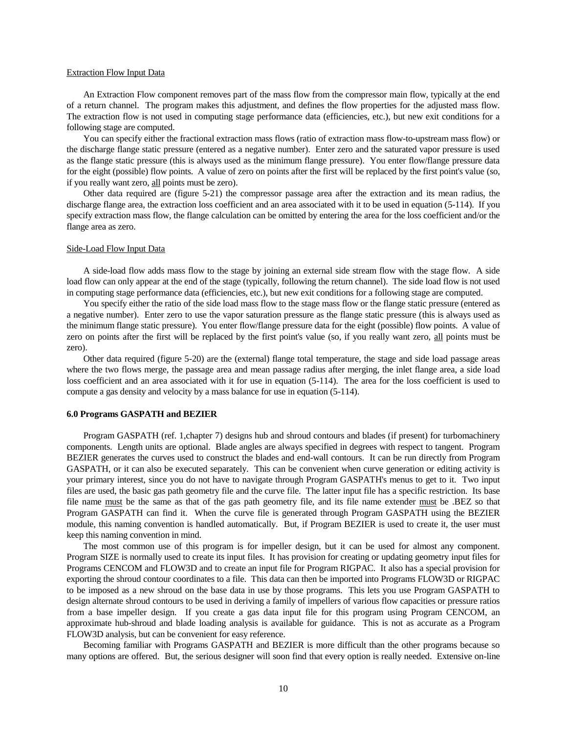Extraction Flow Input Data

An Extraction Flow component removes part of the mass flow from the compressor main flow, typically at the end of a return channel. The program makes this adjustment, and defines the flow properties for the adjusted mass flow. The extraction flow is not used in computing stage performance data (efficiencies, etc.), but new exit conditions for a following stage are computed.

You can specify either the fractional extraction mass flows (ratio of extraction mass flow-to-upstream mass flow) or the discharge flange static pressure (entered as a negative number). Enter zero and the saturated vapor pressure is used as the flange static pressure (this is always used as the minimum flange pressure). You enter flow/flange pressure data for the eight (possible) flow points. A value of zero on points after the first will be replaced by the first point's value (so, if you really want zero, all points must be zero).

Other data required are (figure 5-21) the compressor passage area after the extraction and its mean radius, the discharge flange area, the extraction loss coefficient and an area associated with it to be used in equation (5-114). If you specify extraction mass flow, the flange calculation can be omitted by entering the area for the loss coefficient and/or the flange area as zero.

Side-Load Flow Input Data

A side-load flow adds mass flow to the stage by joining an external side stream flow with the stage flow. A side load flow can only appear at the end of the stage (typically, following the return channel). The side load flow is not used in computing stage performance data (efficiencies, etc.), but new exit conditions for a following stage are computed.

You specify either the ratio of the side load mass flow to the stage mass flow or the flange static pressure (entered as a negative number). Enter zero to use the vapor saturation pressure as the flange static pressure (this is always used as the minimum flange static pressure). You enter flow/flange pressure data for the eight (possible) flow points. A value of zero on points after the first will be replaced by the first point's value (so, if you really want zero, all points must be zero).

Other data required (figure 5-20) are the (external) flange total temperature, the stage and side load passage areas where the two flows merge, the passage area and mean passage radius after merging, the inlet flange area, a side load loss coefficient and an area associated with it for use in equation (5-114). The area for the loss coefficient is used to compute a gas density and velocity by a mass balance for use in equation (5-114).

**6.0 Programs GASPATH and BEZIER**

Program GASPATH (ref. 1,chapter 7) designs hub and shroud contours and blades (if present) for turbomachinery components. Length units are optional. Blade angles are always specified in degrees with respect to tangent. Program BEZIER generates the curves used to construct the blades and end-wall contours. It can be run directly from Program GASPATH, or it can also be executed separately. This can be convenient when curve generation or editing activity is your primary interest, since you do not have to navigate through Program GASPATH's menus to get to it. Two input files are used, the basic gas path geometry file and the curve file. The latter input file has a specific restriction. Its base file name must be the same as that of the gas path geometry file, and its file name extender must be .BEZ so that Program GASPATH can find it. When the curve file is generated through Program GASPATH using the BEZIER module, this naming convention is handled automatically. But, if Program BEZIER is used to create it, the user must keep this naming convention in mind.

The most common use of this program is for impeller design, but it can be used for almost any component. Program SIZE is normally used to create its input files. It has provision for creating or updating geometry input files for Programs CENCOM and FLOW3D and to create an input file for Program RIGPAC. It also has a special provision for exporting the shroud contour coordinates to a file. This data can then be imported into Programs FLOW3D or RIGPAC to be imposed as a new shroud on the base data in use by those programs. This lets you use Program GASPATH to design alternate shroud contours to be used in deriving a family of impellers of various flow capacities or pressure ratios from a base impeller design. If you create a gas data input file for this program using Program CENCOM, an approximate hub-shroud and blade loading analysis is available for guidance. This is not as accurate as a Program FLOW3D analysis, but can be convenient for easy reference.

Becoming familiar with Programs GASPATH and BEZIER is more difficult than the other programs because so many options are offered. But, the serious designer will soon find that every option is really needed. Extensive on-line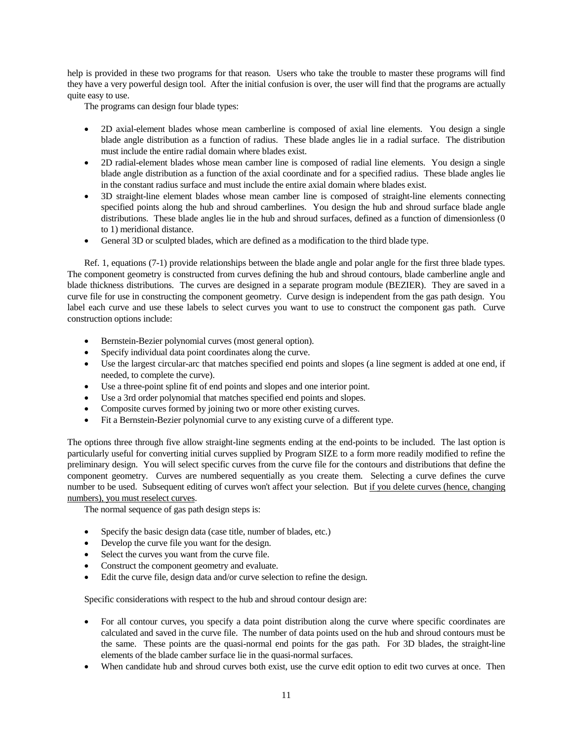help is provided in these two programs for that reason. Users who take the trouble to master these programs will find they have a very powerful design tool. After the initial confusion is over, the user will find that the programs are actually quite easy to use.

The programs can design four blade types:

- 2D axial-element blades whose mean camberline is composed of axial line elements. You design a single blade angle distribution as a function of radius. These blade angles lie in a radial surface. The distribution must include the entire radial domain where blades exist.
- 2D radial-element blades whose mean camber line is composed of radial line elements. You design a single blade angle distribution as a function of the axial coordinate and for a specified radius. These blade angles lie in the constant radius surface and must include the entire axial domain where blades exist.
- 3D straight-line element blades whose mean camber line is composed of straight-line elements connecting specified points along the hub and shroud camberlines. You design the hub and shroud surface blade angle distributions. These blade angles lie in the hub and shroud surfaces, defined as a function of dimensionless (0 to 1) meridional distance.
- General 3D or sculpted blades, which are defined as a modification to the third blade type.

Ref. 1, equations (7-1) provide relationships between the blade angle and polar angle for the first three blade types. The component geometry is constructed from curves defining the hub and shroud contours, blade camberline angle and blade thickness distributions. The curves are designed in a separate program module (BEZIER). They are saved in a curve file for use in constructing the component geometry. Curve design is independent from the gas path design. You label each curve and use these labels to select curves you want to use to construct the component gas path. Curve construction options include:

- Bernstein-Bezier polynomial curves (most general option).
- Specify individual data point coordinates along the curve.
- Use the largest circular-arc that matches specified end points and slopes (a line segment is added at one end, if needed, to complete the curve).
- Use a three-point spline fit of end points and slopes and one interior point.
- Use a 3rd order polynomial that matches specified end points and slopes.
- Composite curves formed by joining two or more other existing curves.
- Fit a Bernstein-Bezier polynomial curve to any existing curve of a different type.

The options three through five allow straight-line segments ending at the end-points to be included. The last option is particularly useful for converting initial curves supplied by Program SIZE to a form more readily modified to refine the preliminary design. You will select specific curves from the curve file for the contours and distributions that define the component geometry. Curves are numbered sequentially as you create them. Selecting a curve defines the curve number to be used. Subsequent editing of curves won't affect your selection. But <u>if you delete curves (hence, changing numbers), you must reselect curves</u>.

The normal sequence of gas path design steps is:

- Specify the basic design data (case title, number of blades, etc.)
- Develop the curve file you want for the design.
- Select the curves you want from the curve file.
- Construct the component geometry and evaluate.
- Edit the curve file, design data and/or curve selection to refine the design.

Specific considerations with respect to the hub and shroud contour design are:

- For all contour curves, you specify a data point distribution along the curve where specific coordinates are calculated and saved in the curve file. The number of data points used on the hub and shroud contours must be the same. These points are the quasi-normal end points for the gas path. For 3D blades, the straight-line elements of the blade camber surface lie in the quasi-normal surfaces.
- When candidate hub and shroud curves both exist, use the curve edit option to edit two curves at once. Then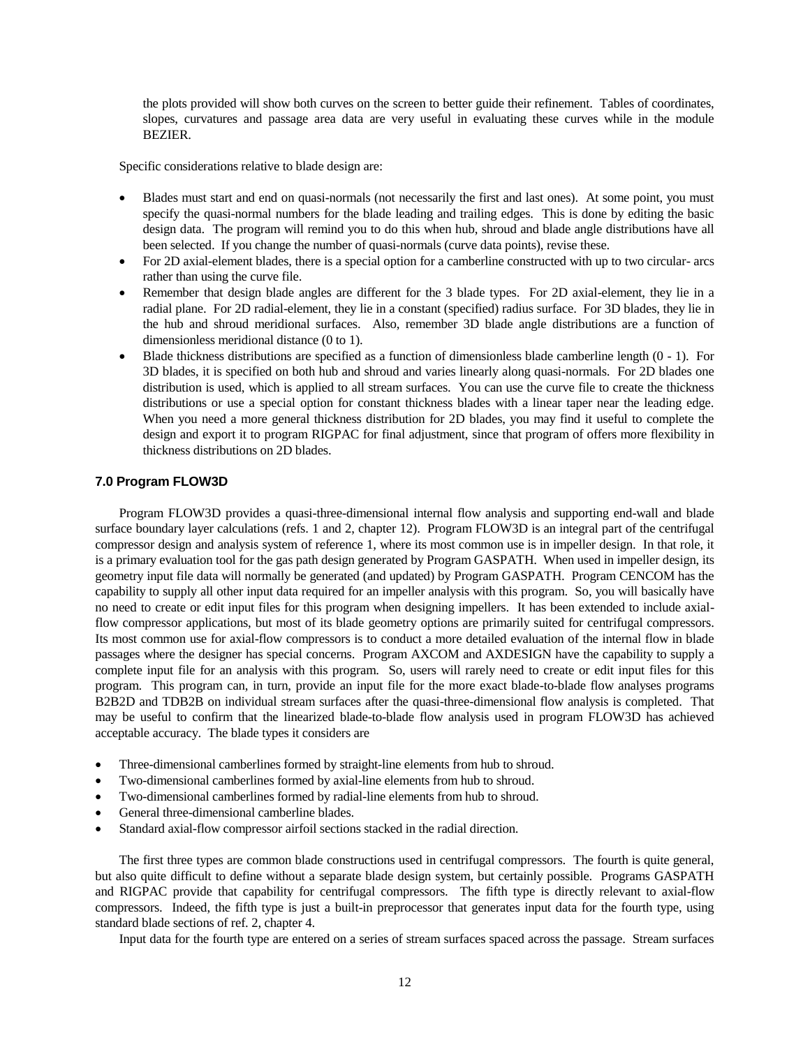the plots provided will show both curves on the screen to better guide their refinement. Tables of coordinates, slopes, curvatures and passage area data are very useful in evaluating these curves while in the module BEZIER.

Specific considerations relative to blade design are:

- Blades must start and end on quasi-normals (not necessarily the first and last ones). At some point, you must specify the quasi-normal numbers for the blade leading and trailing edges. This is done by editing the basic design data. The program will remind you to do this when hub, shroud and blade angle distributions have all been selected. If you change the number of quasi-normals (curve data points), revise these.
- For 2D axial-element blades, there is a special option for a camberline constructed with up to two circular- arcs rather than using the curve file.
- Remember that design blade angles are different for the 3 blade types. For 2D axial-element, they lie in a radial plane. For 2D radial-element, they lie in a constant (specified) radius surface. For 3D blades, they lie in the hub and shroud meridional surfaces. Also, remember 3D blade angle distributions are a function of dimensionless meridional distance (0 to 1).
- Blade thickness distributions are specified as a function of dimensionless blade camberline length (0 - 1). For 3D blades, it is specified on both hub and shroud and varies linearly along quasi-normals. For 2D blades one distribution is used, which is applied to all stream surfaces. You can use the curve file to create the thickness distributions or use a special option for constant thickness blades with a linear taper near the leading edge. When you need a more general thickness distribution for 2D blades, you may find it useful to complete the design and export it to program RIGPAC for final adjustment, since that program of offers more flexibility in thickness distributions on 2D blades.

## 7.0 Program FLOW3D

Program FLOW3D provides a quasi-three-dimensional internal flow analysis and supporting end-wall and blade surface boundary layer calculations (refs. 1 and 2, chapter 12). Program FLOW3D is an integral part of the centrifugal compressor design and analysis system of reference 1, where its most common use is in impeller design. In that role, it is a primary evaluation tool for the gas path design generated by Program GASPATH. When used in impeller design, its geometry input file data will normally be generated (and updated) by Program GASPATH. Program CENCOM has the capability to supply all other input data required for an impeller analysis with this program. So, you will basically have no need to create or edit input files for this program when designing impellers. It has been extended to include axial-flow compressor applications, but most of its blade geometry options are primarily suited for centrifugal compressors. Its most common use for axial-flow compressors is to conduct a more detailed evaluation of the internal flow in blade passages where the designer has special concerns. Program AXCOM and AXDESIGN have the capability to supply a complete input file for an analysis with this program. So, users will rarely need to create or edit input files for this program. This program can, in turn, provide an input file for the more exact blade-to-blade flow analyses programs B2B2D and TDB2B on individual stream surfaces after the quasi-three-dimensional flow analysis is completed. That may be useful to confirm that the linearized blade-to-blade flow analysis used in program FLOW3D has achieved acceptable accuracy. The blade types it considers are

- Three-dimensional camberlines formed by straight-line elements from hub to shroud.
- Two-dimensional camberlines formed by axial-line elements from hub to shroud.
- Two-dimensional camberlines formed by radial-line elements from hub to shroud.
- General three-dimensional camberline blades.
- Standard axial-flow compressor airfoil sections stacked in the radial direction.

The first three types are common blade constructions used in centrifugal compressors. The fourth is quite general, but also quite difficult to define without a separate blade design system, but certainly possible. Programs GASPATH and RIGPAC provide that capability for centrifugal compressors. The fifth type is directly relevant to axial-flow compressors. Indeed, the fifth type is just a built-in preprocessor that generates input data for the fourth type, using standard blade sections of ref. 2, chapter 4.

Input data for the fourth type are entered on a series of stream surfaces spaced across the passage. Stream surfaces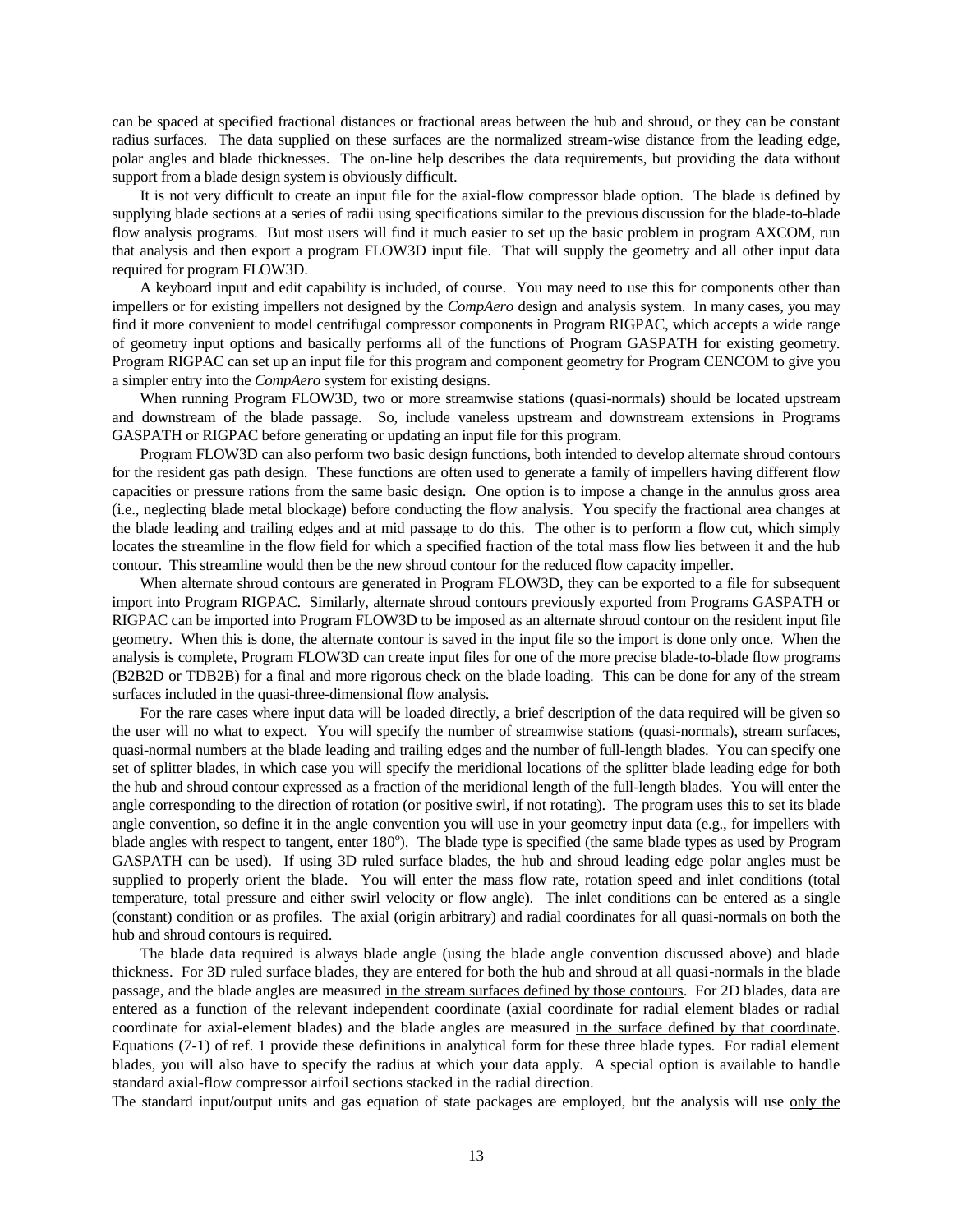can be spaced at specified fractional distances or fractional areas between the hub and shroud, or they can be constant radius surfaces. The data supplied on these surfaces are the normalized stream-wise distance from the leading edge, polar angles and blade thicknesses. The on-line help describes the data requirements, but providing the data without support from a blade design system is obviously difficult.

It is not very difficult to create an input file for the axial-flow compressor blade option. The blade is defined by supplying blade sections at a series of radii using specifications similar to the previous discussion for the blade-to-blade flow analysis programs. But most users will find it much easier to set up the basic problem in program AXCOM, run that analysis and then export a program FLOW3D input file. That will supply the geometry and all other input data required for program FLOW3D.

A keyboard input and edit capability is included, of course. You may need to use this for components other than impellers or for existing impellers not designed by the *CompAero* design and analysis system. In many cases, you may find it more convenient to model centrifugal compressor components in Program RIGPAC, which accepts a wide range of geometry input options and basically performs all of the functions of Program GASPATH for existing geometry. Program RIGPAC can set up an input file for this program and component geometry for Program CENCOM to give you a simpler entry into the *CompAero* system for existing designs.

When running Program FLOW3D, two or more streamwise stations (quasi-normals) should be located upstream and downstream of the blade passage. So, include vaneless upstream and downstream extensions in Programs GASPATH or RIGPAC before generating or updating an input file for this program.

Program FLOW3D can also perform two basic design functions, both intended to develop alternate shroud contours for the resident gas path design. These functions are often used to generate a family of impellers having different flow capacities or pressure rations from the same basic design. One option is to impose a change in the annulus gross area (i.e., neglecting blade metal blockage) before conducting the flow analysis. You specify the fractional area changes at the blade leading and trailing edges and at mid passage to do this. The other is to perform a flow cut, which simply locates the streamline in the flow field for which a specified fraction of the total mass flow lies between it and the hub contour. This streamline would then be the new shroud contour for the reduced flow capacity impeller.

When alternate shroud contours are generated in Program FLOW3D, they can be exported to a file for subsequent import into Program RIGPAC. Similarly, alternate shroud contours previously exported from Programs GASPATH or RIGPAC can be imported into Program FLOW3D to be imposed as an alternate shroud contour on the resident input file geometry. When this is done, the alternate contour is saved in the input file so the import is done only once. When the analysis is complete, Program FLOW3D can create input files for one of the more precise blade-to-blade flow programs (B2B2D or TDB2B) for a final and more rigorous check on the blade loading. This can be done for any of the stream surfaces included in the quasi-three-dimensional flow analysis.

For the rare cases where input data will be loaded directly, a brief description of the data required will be given so the user will no what to expect. You will specify the number of streamwise stations (quasi-normals), stream surfaces, quasi-normal numbers at the blade leading and trailing edges and the number of full-length blades. You can specify one set of splitter blades, in which case you will specify the meridional locations of the splitter blade leading edge for both the hub and shroud contour expressed as a fraction of the meridional length of the full-length blades. You will enter the angle corresponding to the direction of rotation (or positive swirl, if not rotating). The program uses this to set its blade angle convention, so define it in the angle convention you will use in your geometry input data (e.g., for impellers with blade angles with respect to tangent, enter 180°). The blade type is specified (the same blade types as used by Program GASPATH can be used). If using 3D ruled surface blades, the hub and shroud leading edge polar angles must be supplied to properly orient the blade. You will enter the mass flow rate, rotation speed and inlet conditions (total temperature, total pressure and either swirl velocity or flow angle). The inlet conditions can be entered as a single (constant) condition or as profiles. The axial (origin arbitrary) and radial coordinates for all quasi-normals on both the hub and shroud contours is required.

The blade data required is always blade angle (using the blade angle convention discussed above) and blade thickness. For 3D ruled surface blades, they are entered for both the hub and shroud at all quasi-normals in the blade passage, and the blade angles are measured <u>in the stream surfaces defined by those contours</u>. For 2D blades, data are entered as a function of the relevant independent coordinate (axial coordinate for radial element blades or radial coordinate for axial-element blades) and the blade angles are measured <u>in the surface defined by that coordinate</u>. Equations (7-1) of ref. 1 provide these definitions in analytical form for these three blade types. For radial element blades, you will also have to specify the radius at which your data apply. A special option is available to handle standard axial-flow compressor airfoil sections stacked in the radial direction.

The standard input/output units and gas equation of state packages are employed, but the analysis will use <u>only the</u>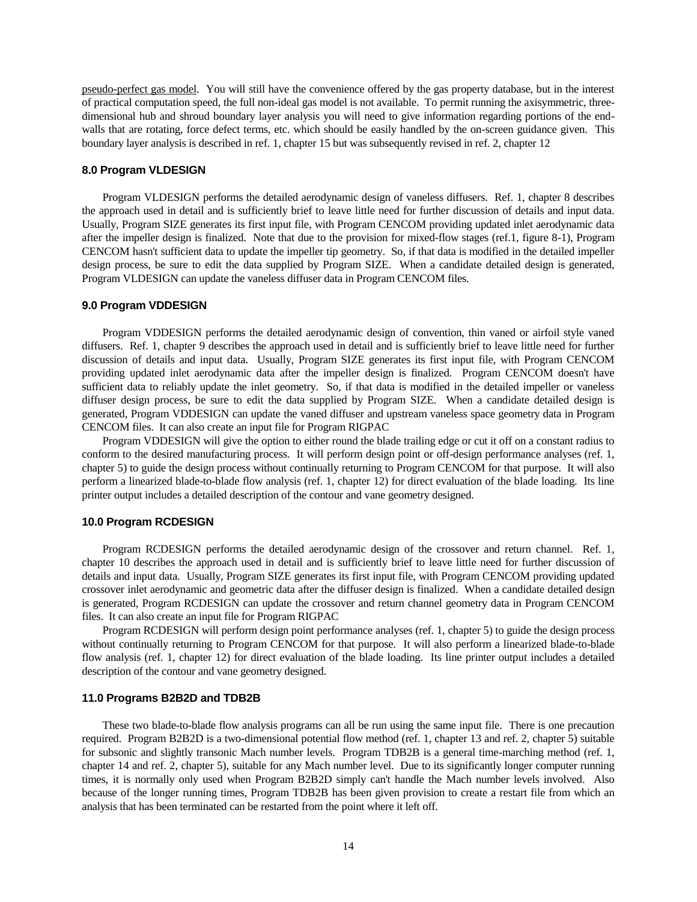pseudo-perfect gas model. You will still have the convenience offered by the gas property database, but in the interest of practical computation speed, the full non-ideal gas model is not available. To permit running the axisymmetric, three-dimensional hub and shroud boundary layer analysis you will need to give information regarding portions of the end-walls that are rotating, force defect terms, etc. which should be easily handled by the on-screen guidance given. This boundary layer analysis is described in ref. 1, chapter 15 but was subsequently revised in ref. 2, chapter 12

### 8.0 Program VLDESIGN

Program VLDESIGN performs the detailed aerodynamic design of vaneless diffusers. Ref. 1, chapter 8 describes the approach used in detail and is sufficiently brief to leave little need for further discussion of details and input data. Usually, Program SIZE generates its first input file, with Program CENCOM providing updated inlet aerodynamic data after the impeller design is finalized. Note that due to the provision for mixed-flow stages (ref.1, figure 8-1), Program CENCOM hasn't sufficient data to update the impeller tip geometry. So, if that data is modified in the detailed impeller design process, be sure to edit the data supplied by Program SIZE. When a candidate detailed design is generated, Program VLDESIGN can update the vaneless diffuser data in Program CENCOM files.

### 9.0 Program VDDESIGN

Program VDDESIGN performs the detailed aerodynamic design of convention, thin vaned or airfoil style vaned diffusers. Ref. 1, chapter 9 describes the approach used in detail and is sufficiently brief to leave little need for further discussion of details and input data. Usually, Program SIZE generates its first input file, with Program CENCOM providing updated inlet aerodynamic data after the impeller design is finalized. Program CENCOM doesn't have sufficient data to reliably update the inlet geometry. So, if that data is modified in the detailed impeller or vaneless diffuser design process, be sure to edit the data supplied by Program SIZE. When a candidate detailed design is generated, Program VDDESIGN can update the vaned diffuser and upstream vaneless space geometry data in Program CENCOM files. It can also create an input file for Program RIGPAC

Program VDDESIGN will give the option to either round the blade trailing edge or cut it off on a constant radius to conform to the desired manufacturing process. It will perform design point or off-design performance analyses (ref. 1, chapter 5) to guide the design process without continually returning to Program CENCOM for that purpose. It will also perform a linearized blade-to-blade flow analysis (ref. 1, chapter 12) for direct evaluation of the blade loading. Its line printer output includes a detailed description of the contour and vane geometry designed.

### 10.0 Program RCDESIGN

Program RCDESIGN performs the detailed aerodynamic design of the crossover and return channel. Ref. 1, chapter 10 describes the approach used in detail and is sufficiently brief to leave little need for further discussion of details and input data. Usually, Program SIZE generates its first input file, with Program CENCOM providing updated crossover inlet aerodynamic and geometric data after the diffuser design is finalized. When a candidate detailed design is generated, Program RCDESIGN can update the crossover and return channel geometry data in Program CENCOM files. It can also create an input file for Program RIGPAC

Program RCDESIGN will perform design point performance analyses (ref. 1, chapter 5) to guide the design process without continually returning to Program CENCOM for that purpose. It will also perform a linearized blade-to-blade flow analysis (ref. 1, chapter 12) for direct evaluation of the blade loading. Its line printer output includes a detailed description of the contour and vane geometry designed.

### 11.0 Programs B2B2D and TDB2B

These two blade-to-blade flow analysis programs can all be run using the same input file. There is one precaution required. Program B2B2D is a two-dimensional potential flow method (ref. 1, chapter 13 and ref. 2, chapter 5) suitable for subsonic and slightly transonic Mach number levels. Program TDB2B is a general time-marching method (ref. 1, chapter 14 and ref. 2, chapter 5), suitable for any Mach number level. Due to its significantly longer computer running times, it is normally only used when Program B2B2D simply can't handle the Mach number levels involved. Also because of the longer running times, Program TDB2B has been given provision to create a restart file from which an analysis that has been terminated can be restarted from the point where it left off.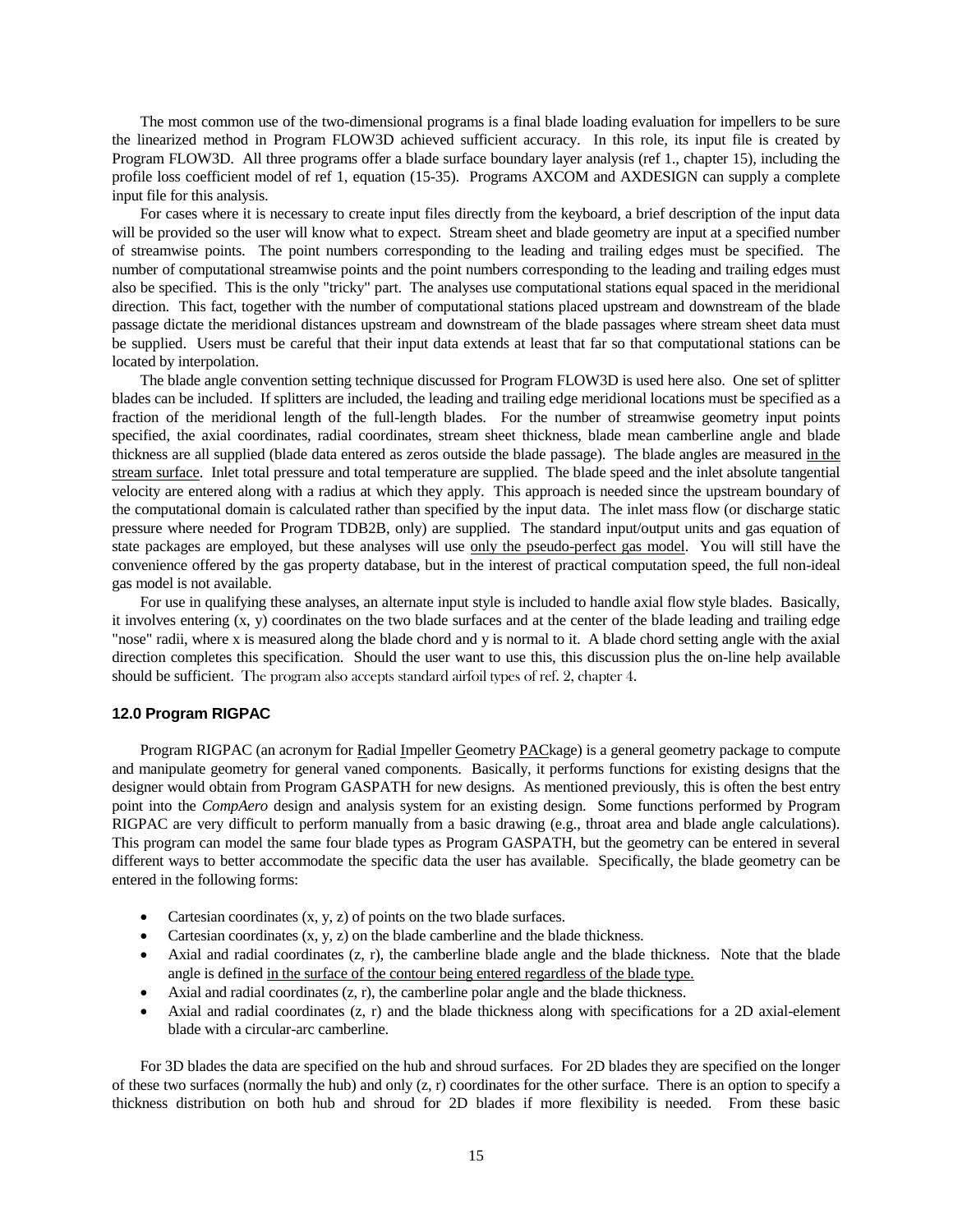The most common use of the two-dimensional programs is a final blade loading evaluation for impellers to be sure the linearized method in Program FLOW3D achieved sufficient accuracy. In this role, its input file is created by Program FLOW3D. All three programs offer a blade surface boundary layer analysis (ref 1., chapter 15), including the profile loss coefficient model of ref 1, equation (15-35). Programs AXCOM and AXDESIGN can supply a complete input file for this analysis.

For cases where it is necessary to create input files directly from the keyboard, a brief description of the input data will be provided so the user will know what to expect. Stream sheet and blade geometry are input at a specified number of streamwise points. The point numbers corresponding to the leading and trailing edges must be specified. The number of computational streamwise points and the point numbers corresponding to the leading and trailing edges must also be specified. This is the only "tricky" part. The analyses use computational stations equal spaced in the meridional direction. This fact, together with the number of computational stations placed upstream and downstream of the blade passage dictate the meridional distances upstream and downstream of the blade passages where stream sheet data must be supplied. Users must be careful that their input data extends at least that far so that computational stations can be located by interpolation.

The blade angle convention setting technique discussed for Program FLOW3D is used here also. One set of splitter blades can be included. If splitters are included, the leading and trailing edge meridional locations must be specified as a fraction of the meridional length of the full-length blades. For the number of streamwise geometry input points specified, the axial coordinates, radial coordinates, stream sheet thickness, blade mean camberline angle and blade thickness are all supplied (blade data entered as zeros outside the blade passage). The blade angles are measured <u>in the stream surface</u>. Inlet total pressure and total temperature are supplied. The blade speed and the inlet absolute tangential velocity are entered along with a radius at which they apply. This approach is needed since the upstream boundary of the computational domain is calculated rather than specified by the input data. The inlet mass flow (or discharge static pressure where needed for Program TDB2B, only) are supplied. The standard input/output units and gas equation of state packages are employed, but these analyses will use <u>only the pseudo-perfect gas model</u>. You will still have the convenience offered by the gas property database, but in the interest of practical computation speed, the full non-ideal gas model is not available.

For use in qualifying these analyses, an alternate input style is included to handle axial flow style blades. Basically, it involves entering (x, y) coordinates on the two blade surfaces and at the center of the blade leading and trailing edge "nose" radii, where x is measured along the blade chord and y is normal to it. A blade chord setting angle with the axial direction completes this specification. Should the user want to use this, this discussion plus the on-line help available should be sufficient. The program also accepts standard airfoil types of ref. 2, chapter 4.

### 12.0 Program RIGPAC

Program RIGPAC (an acronym for <u>R</u>adial <u>I</u>mpeller <u>G</u>eometry <u>PAC</u>kage) is a general geometry package to compute and manipulate geometry for general vaned components. Basically, it performs functions for existing designs that the designer would obtain from Program GASPATH for new designs. As mentioned previously, this is often the best entry point into the *CompAero* design and analysis system for an existing design. Some functions performed by Program RIGPAC are very difficult to perform manually from a basic drawing (e.g., throat area and blade angle calculations). This program can model the same four blade types as Program GASPATH, but the geometry can be entered in several different ways to better accommodate the specific data the user has available. Specifically, the blade geometry can be entered in the following forms:

- Cartesian coordinates (x, y, z) of points on the two blade surfaces.
- Cartesian coordinates (x, y, z) on the blade camberline and the blade thickness.
- Axial and radial coordinates (z, r), the camberline blade angle and the blade thickness. Note that the blade angle is defined <u>in the surface of the contour being entered regardless of the blade type.</u>
- Axial and radial coordinates (z, r), the camberline polar angle and the blade thickness.
- Axial and radial coordinates (z, r) and the blade thickness along with specifications for a 2D axial-element blade with a circular-arc camberline.

For 3D blades the data are specified on the hub and shroud surfaces. For 2D blades they are specified on the longer of these two surfaces (normally the hub) and only (z, r) coordinates for the other surface. There is an option to specify a thickness distribution on both hub and shroud for 2D blades if more flexibility is needed. From these basic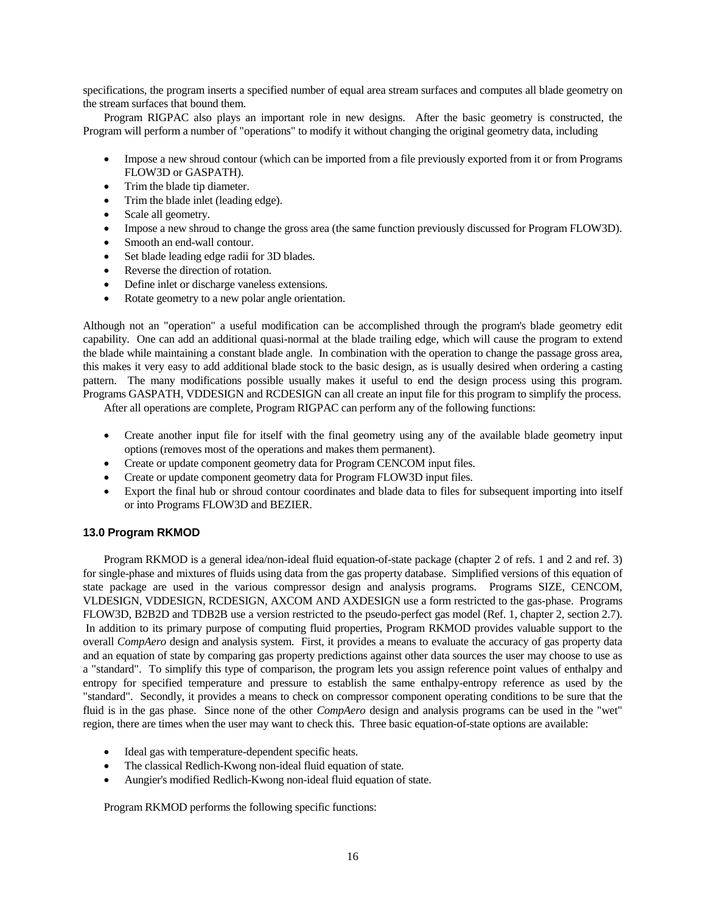specifications, the program inserts a specified number of equal area stream surfaces and computes all blade geometry on the stream surfaces that bound them.

Program RIGPAC also plays an important role in new designs. After the basic geometry is constructed, the Program will perform a number of "operations" to modify it without changing the original geometry data, including

- Impose a new shroud contour (which can be imported from a file previously exported from it or from Programs FLOW3D or GASPATH).
- Trim the blade tip diameter.
- Trim the blade inlet (leading edge).
- Scale all geometry.
- Impose a new shroud to change the gross area (the same function previously discussed for Program FLOW3D).
- Smooth an end-wall contour.
- Set blade leading edge radii for 3D blades.
- Reverse the direction of rotation.
- Define inlet or discharge vaneless extensions.
- Rotate geometry to a new polar angle orientation.

Although not an "operation" a useful modification can be accomplished through the program's blade geometry edit capability. One can add an additional quasi-normal at the blade trailing edge, which will cause the program to extend the blade while maintaining a constant blade angle. In combination with the operation to change the passage gross area, this makes it very easy to add additional blade stock to the basic design, as is usually desired when ordering a casting pattern. The many modifications possible usually makes it useful to end the design process using this program. Programs GASPATH, VDDESIGN and RCDESIGN can all create an input file for this program to simplify the process.

After all operations are complete, Program RIGPAC can perform any of the following functions:

- Create another input file for itself with the final geometry using any of the available blade geometry input options (removes most of the operations and makes them permanent).
- Create or update component geometry data for Program CENCOM input files.
- Create or update component geometry data for Program FLOW3D input files.
- Export the final hub or shroud contour coordinates and blade data to files for subsequent importing into itself or into Programs FLOW3D and BEZIER.

### 13.0 Program RKMOD

Program RKMOD is a general idea/non-ideal fluid equation-of-state package (chapter 2 of refs. 1 and 2 and ref. 3) for single-phase and mixtures of fluids using data from the gas property database. Simplified versions of this equation of state package are used in the various compressor design and analysis programs. Programs SIZE, CENCOM, VLDESIGN, VDDESIGN, RCDESIGN, AXCOM AND AXDESIGN use a form restricted to the gas-phase. Programs FLOW3D, B2B2D and TDB2B use a version restricted to the pseudo-perfect gas model (Ref. 1, chapter 2, section 2.7). In addition to its primary purpose of computing fluid properties, Program RKMOD provides valuable support to the overall *CompAero* design and analysis system. First, it provides a means to evaluate the accuracy of gas property data and an equation of state by comparing gas property predictions against other data sources the user may choose to use as a "standard". To simplify this type of comparison, the program lets you assign reference point values of enthalpy and entropy for specified temperature and pressure to establish the same enthalpy-entropy reference as used by the "standard". Secondly, it provides a means to check on compressor component operating conditions to be sure that the fluid is in the gas phase. Since none of the other *CompAero* design and analysis programs can be used in the "wet" region, there are times when the user may want to check this. Three basic equation-of-state options are available:

- Ideal gas with temperature-dependent specific heats.
- The classical Redlich-Kwong non-ideal fluid equation of state.
- Aungier's modified Redlich-Kwong non-ideal fluid equation of state.

Program RKMOD performs the following specific functions: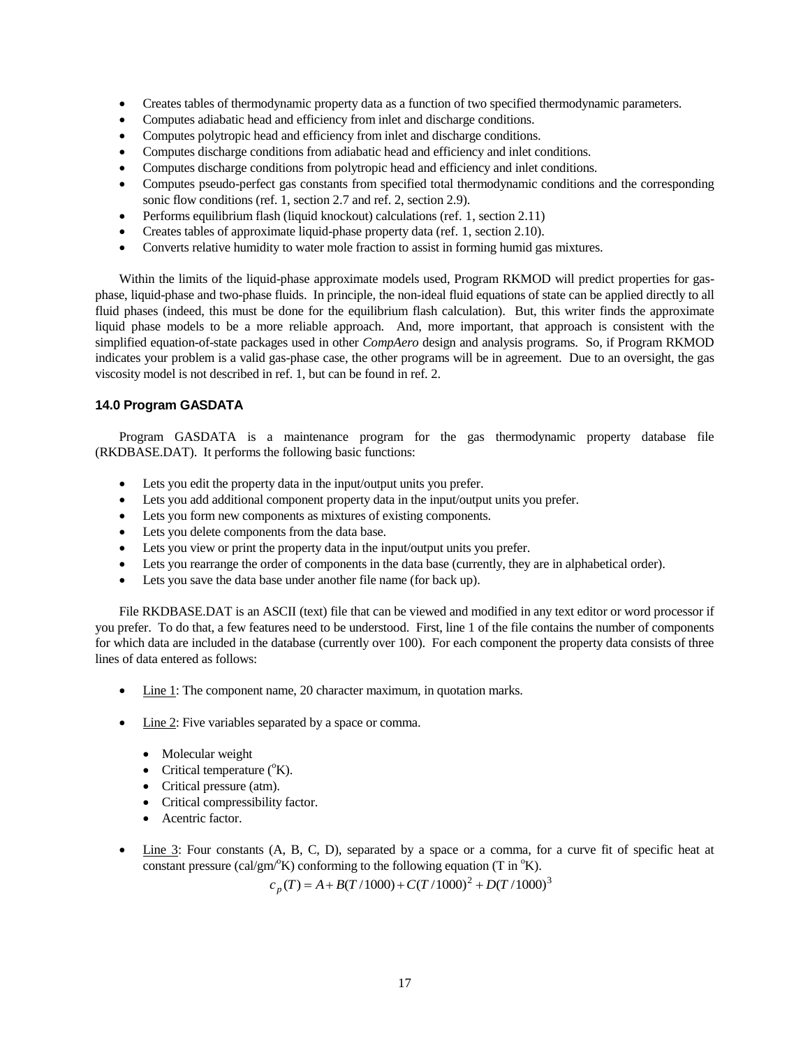- Creates tables of thermodynamic property data as a function of two specified thermodynamic parameters.
- Computes adiabatic head and efficiency from inlet and discharge conditions.
- Computes polytropic head and efficiency from inlet and discharge conditions.
- Computes discharge conditions from adiabatic head and efficiency and inlet conditions.
- Computes discharge conditions from polytropic head and efficiency and inlet conditions.
- Computes pseudo-perfect gas constants from specified total thermodynamic conditions and the corresponding sonic flow conditions (ref. 1, section 2.7 and ref. 2, section 2.9).
- Performs equilibrium flash (liquid knockout) calculations (ref. 1, section 2.11)
- Creates tables of approximate liquid-phase property data (ref. 1, section 2.10).
- Converts relative humidity to water mole fraction to assist in forming humid gas mixtures.

Within the limits of the liquid-phase approximate models used, Program RKMOD will predict properties for gas-phase, liquid-phase and two-phase fluids. In principle, the non-ideal fluid equations of state can be applied directly to all fluid phases (indeed, this must be done for the equilibrium flash calculation). But, this writer finds the approximate liquid phase models to be a more reliable approach. And, more important, that approach is consistent with the simplified equation-of-state packages used in other *CompAero* design and analysis programs. So, if Program RKMOD indicates your problem is a valid gas-phase case, the other programs will be in agreement. Due to an oversight, the gas viscosity model is not described in ref. 1, but can be found in ref. 2.

### 14.0 Program GASDATA

Program GASDATA is a maintenance program for the gas thermodynamic property database file (RKDBASE.DAT). It performs the following basic functions:

- Lets you edit the property data in the input/output units you prefer.
- Lets you add additional component property data in the input/output units you prefer.
- Lets you form new components as mixtures of existing components.
- Lets you delete components from the data base.
- Lets you view or print the property data in the input/output units you prefer.
- Lets you rearrange the order of components in the data base (currently, they are in alphabetical order).
- Lets you save the data base under another file name (for back up).

File RKDBASE.DAT is an ASCII (text) file that can be viewed and modified in any text editor or word processor if you prefer. To do that, a few features need to be understood. First, line 1 of the file contains the number of components for which data are included in the database (currently over 100). For each component the property data consists of three lines of data entered as follows:

- Line 1: The component name, 20 character maximum, in quotation marks.

- Line 2: Five variables separated by a space or comma.
  - Molecular weight
  - Critical temperature ($^{o}$K).
  - Critical pressure (atm).
  - Critical compressibility factor.
  - Acentric factor.

- Line 3: Four constants (A, B, C, D), separated by a space or a comma, for a curve fit of specific heat at constant pressure (cal/gm/$^{o}$K) conforming to the following equation (T in $^{o}$K).

$$c_p(T) = A + B(T/1000) + C(T/1000)^2 + D(T/1000)^3$$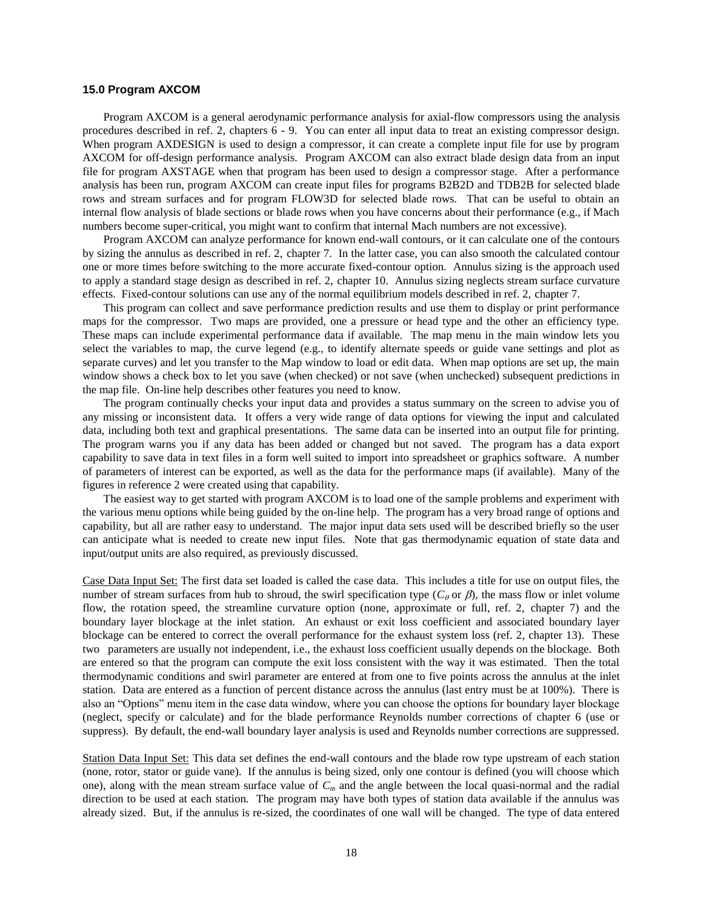### 15.0 Program AXCOM

Program AXCOM is a general aerodynamic performance analysis for axial-flow compressors using the analysis procedures described in ref. 2, chapters 6 - 9. You can enter all input data to treat an existing compressor design. When program AXDESIGN is used to design a compressor, it can create a complete input file for use by program AXCOM for off-design performance analysis. Program AXCOM can also extract blade design data from an input file for program AXSTAGE when that program has been used to design a compressor stage. After a performance analysis has been run, program AXCOM can create input files for programs B2B2D and TDB2B for selected blade rows and stream surfaces and for program FLOW3D for selected blade rows. That can be useful to obtain an internal flow analysis of blade sections or blade rows when you have concerns about their performance (e.g., if Mach numbers become super-critical, you might want to confirm that internal Mach numbers are not excessive).

Program AXCOM can analyze performance for known end-wall contours, or it can calculate one of the contours by sizing the annulus as described in ref. 2, chapter 7. In the latter case, you can also smooth the calculated contour one or more times before switching to the more accurate fixed-contour option. Annulus sizing is the approach used to apply a standard stage design as described in ref. 2, chapter 10. Annulus sizing neglects stream surface curvature effects. Fixed-contour solutions can use any of the normal equilibrium models described in ref. 2, chapter 7.

This program can collect and save performance prediction results and use them to display or print performance maps for the compressor. Two maps are provided, one a pressure or head type and the other an efficiency type. These maps can include experimental performance data if available. The map menu in the main window lets you select the variables to map, the curve legend (e.g., to identify alternate speeds or guide vane settings and plot as separate curves) and let you transfer to the Map window to load or edit data. When map options are set up, the main window shows a check box to let you save (when checked) or not save (when unchecked) subsequent predictions in the map file. On-line help describes other features you need to know.

The program continually checks your input data and provides a status summary on the screen to advise you of any missing or inconsistent data. It offers a very wide range of data options for viewing the input and calculated data, including both text and graphical presentations. The same data can be inserted into an output file for printing. The program warns you if any data has been added or changed but not saved. The program has a data export capability to save data in text files in a form well suited to import into spreadsheet or graphics software. A number of parameters of interest can be exported, as well as the data for the performance maps (if available). Many of the figures in reference 2 were created using that capability.

The easiest way to get started with program AXCOM is to load one of the sample problems and experiment with the various menu options while being guided by the on-line help. The program has a very broad range of options and capability, but all are rather easy to understand. The major input data sets used will be described briefly so the user can anticipate what is needed to create new input files. Note that gas thermodynamic equation of state data and input/output units are also required, as previously discussed.

Case Data Input Set: The first data set loaded is called the case data. This includes a title for use on output files, the number of stream surfaces from hub to shroud, the swirl specification type ($C_\theta$ or $\beta$), the mass flow or inlet volume flow, the rotation speed, the streamline curvature option (none, approximate or full, ref. 2, chapter 7) and the boundary layer blockage at the inlet station. An exhaust or exit loss coefficient and associated boundary layer blockage can be entered to correct the overall performance for the exhaust system loss (ref. 2, chapter 13). These two parameters are usually not independent, i.e., the exhaust loss coefficient usually depends on the blockage. Both are entered so that the program can compute the exit loss consistent with the way it was estimated. Then the total thermodynamic conditions and swirl parameter are entered at from one to five points across the annulus at the inlet station. Data are entered as a function of percent distance across the annulus (last entry must be at 100%). There is also an "Options" menu item in the case data window, where you can choose the options for boundary layer blockage (neglect, specify or calculate) and for the blade performance Reynolds number corrections of chapter 6 (use or suppress). By default, the end-wall boundary layer analysis is used and Reynolds number corrections are suppressed.

Station Data Input Set: This data set defines the end-wall contours and the blade row type upstream of each station (none, rotor, stator or guide vane). If the annulus is being sized, only one contour is defined (you will choose which one), along with the mean stream surface value of $C_m$ and the angle between the local quasi-normal and the radial direction to be used at each station. The program may have both types of station data available if the annulus was already sized. But, if the annulus is re-sized, the coordinates of one wall will be changed. The type of data entered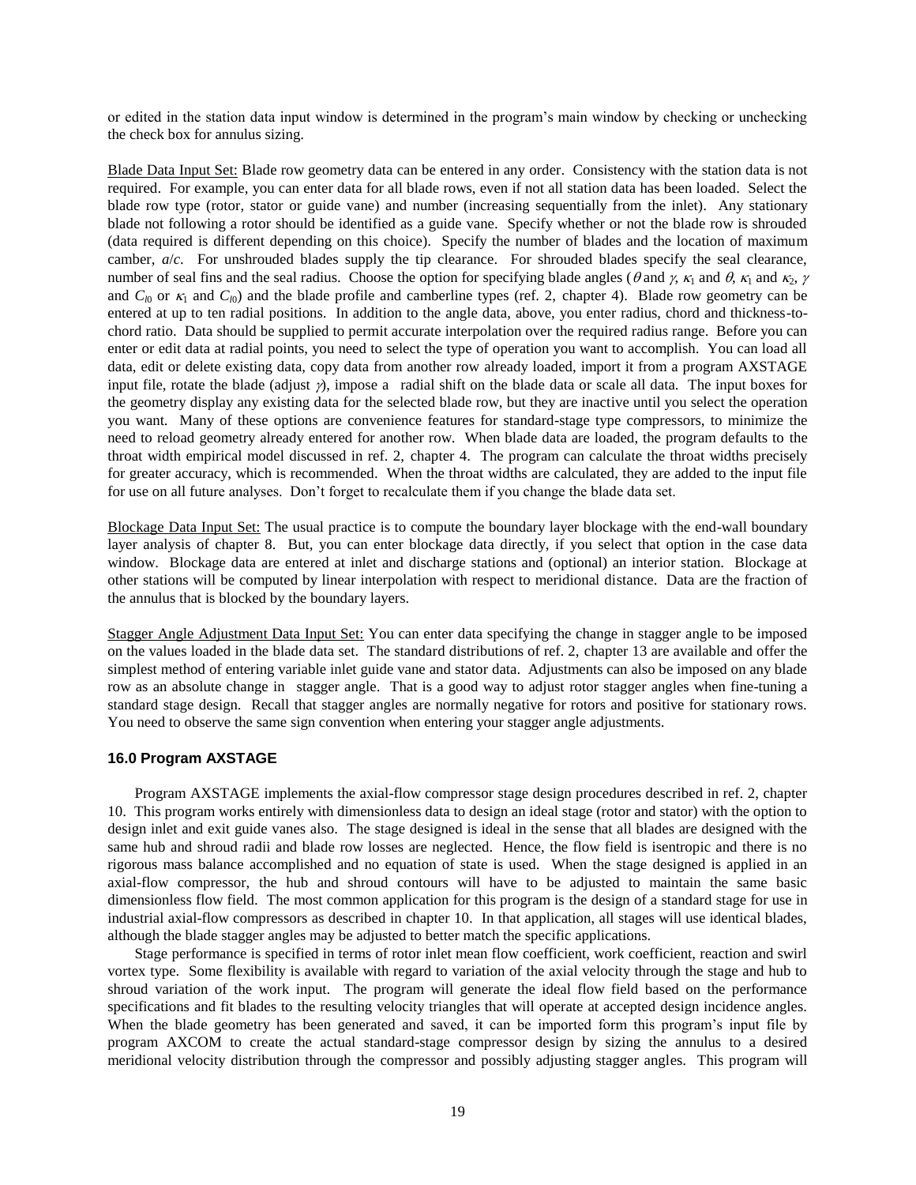or edited in the station data input window is determined in the program's main window by checking or unchecking the check box for annulus sizing.

Blade Data Input Set: Blade row geometry data can be entered in any order. Consistency with the station data is not required. For example, you can enter data for all blade rows, even if not all station data has been loaded. Select the blade row type (rotor, stator or guide vane) and number (increasing sequentially from the inlet). Any stationary blade not following a rotor should be identified as a guide vane. Specify whether or not the blade row is shrouded (data required is different depending on this choice). Specify the number of blades and the location of maximum camber, *a*/*c*. For unshrouded blades supply the tip clearance. For shrouded blades specify the seal clearance, number of seal fins and the seal radius. Choose the option for specifying blade angles ($\theta$ and $\gamma$, $\kappa_1$ and $\theta$, $\kappa_1$ and $\kappa_2$, $\gamma$ and $C_{l0}$ or $\kappa_1$ and $C_{l0}$) and the blade profile and camberline types (ref. 2, chapter 4). Blade row geometry can be entered at up to ten radial positions. In addition to the angle data, above, you enter radius, chord and thickness-to-chord ratio. Data should be supplied to permit accurate interpolation over the required radius range. Before you can enter or edit data at radial points, you need to select the type of operation you want to accomplish. You can load all data, edit or delete existing data, copy data from another row already loaded, import it from a program AXSTAGE input file, rotate the blade (adjust $\gamma$), impose a radial shift on the blade data or scale all data. The input boxes for the geometry display any existing data for the selected blade row, but they are inactive until you select the operation you want. Many of these options are convenience features for standard-stage type compressors, to minimize the need to reload geometry already entered for another row. When blade data are loaded, the program defaults to the throat width empirical model discussed in ref. 2, chapter 4. The program can calculate the throat widths precisely for greater accuracy, which is recommended. When the throat widths are calculated, they are added to the input file for use on all future analyses. Don't forget to recalculate them if you change the blade data set.

Blockage Data Input Set: The usual practice is to compute the boundary layer blockage with the end-wall boundary layer analysis of chapter 8. But, you can enter blockage data directly, if you select that option in the case data window. Blockage data are entered at inlet and discharge stations and (optional) an interior station. Blockage at other stations will be computed by linear interpolation with respect to meridional distance. Data are the fraction of the annulus that is blocked by the boundary layers.

Stagger Angle Adjustment Data Input Set: You can enter data specifying the change in stagger angle to be imposed on the values loaded in the blade data set. The standard distributions of ref. 2, chapter 13 are available and offer the simplest method of entering variable inlet guide vane and stator data. Adjustments can also be imposed on any blade row as an absolute change in stagger angle. That is a good way to adjust rotor stagger angles when fine-tuning a standard stage design. Recall that stagger angles are normally negative for rotors and positive for stationary rows. You need to observe the same sign convention when entering your stagger angle adjustments.

### 16.0 Program AXSTAGE

Program AXSTAGE implements the axial-flow compressor stage design procedures described in ref. 2, chapter 10. This program works entirely with dimensionless data to design an ideal stage (rotor and stator) with the option to design inlet and exit guide vanes also. The stage designed is ideal in the sense that all blades are designed with the same hub and shroud radii and blade row losses are neglected. Hence, the flow field is isentropic and there is no rigorous mass balance accomplished and no equation of state is used. When the stage designed is applied in an axial-flow compressor, the hub and shroud contours will have to be adjusted to maintain the same basic dimensionless flow field. The most common application for this program is the design of a standard stage for use in industrial axial-flow compressors as described in chapter 10. In that application, all stages will use identical blades, although the blade stagger angles may be adjusted to better match the specific applications.

Stage performance is specified in terms of rotor inlet mean flow coefficient, work coefficient, reaction and swirl vortex type. Some flexibility is available with regard to variation of the axial velocity through the stage and hub to shroud variation of the work input. The program will generate the ideal flow field based on the performance specifications and fit blades to the resulting velocity triangles that will operate at accepted design incidence angles. When the blade geometry has been generated and saved, it can be imported form this program's input file by program AXCOM to create the actual standard-stage compressor design by sizing the annulus to a desired meridional velocity distribution through the compressor and possibly adjusting stagger angles. This program will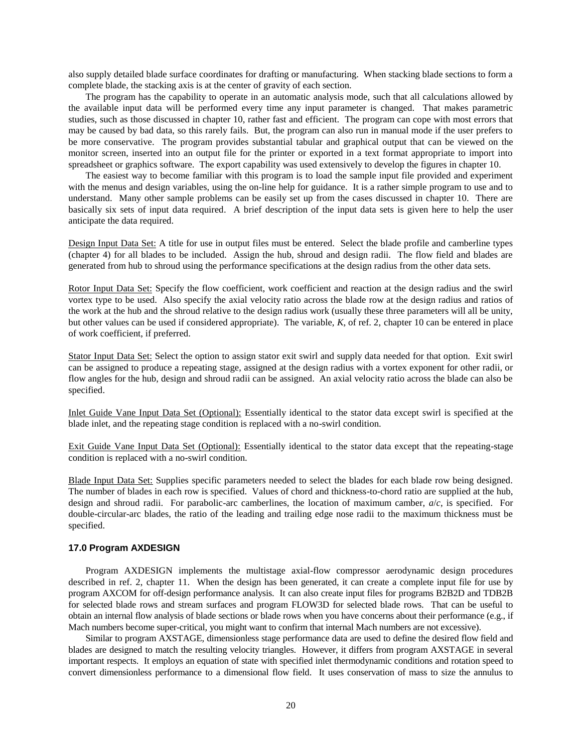also supply detailed blade surface coordinates for drafting or manufacturing. When stacking blade sections to form a complete blade, the stacking axis is at the center of gravity of each section.

The program has the capability to operate in an automatic analysis mode, such that all calculations allowed by the available input data will be performed every time any input parameter is changed. That makes parametric studies, such as those discussed in chapter 10, rather fast and efficient. The program can cope with most errors that may be caused by bad data, so this rarely fails. But, the program can also run in manual mode if the user prefers to be more conservative. The program provides substantial tabular and graphical output that can be viewed on the monitor screen, inserted into an output file for the printer or exported in a text format appropriate to import into spreadsheet or graphics software. The export capability was used extensively to develop the figures in chapter 10.

The easiest way to become familiar with this program is to load the sample input file provided and experiment with the menus and design variables, using the on-line help for guidance. It is a rather simple program to use and to understand. Many other sample problems can be easily set up from the cases discussed in chapter 10. There are basically six sets of input data required. A brief description of the input data sets is given here to help the user anticipate the data required.

<u>Design Input Data Set:</u> A title for use in output files must be entered. Select the blade profile and camberline types (chapter 4) for all blades to be included. Assign the hub, shroud and design radii. The flow field and blades are generated from hub to shroud using the performance specifications at the design radius from the other data sets.

<u>Rotor Input Data Set:</u> Specify the flow coefficient, work coefficient and reaction at the design radius and the swirl vortex type to be used. Also specify the axial velocity ratio across the blade row at the design radius and ratios of the work at the hub and the shroud relative to the design radius work (usually these three parameters will all be unity, but other values can be used if considered appropriate). The variable, *K*, of ref. 2, chapter 10 can be entered in place of work coefficient, if preferred.

<u>Stator Input Data Set:</u> Select the option to assign stator exit swirl and supply data needed for that option. Exit swirl can be assigned to produce a repeating stage, assigned at the design radius with a vortex exponent for other radii, or flow angles for the hub, design and shroud radii can be assigned. An axial velocity ratio across the blade can also be specified.

<u>Inlet Guide Vane Input Data Set (Optional):</u> Essentially identical to the stator data except swirl is specified at the blade inlet, and the repeating stage condition is replaced with a no-swirl condition.

<u>Exit Guide Vane Input Data Set (Optional):</u> Essentially identical to the stator data except that the repeating-stage condition is replaced with a no-swirl condition.

<u>Blade Input Data Set:</u> Supplies specific parameters needed to select the blades for each blade row being designed. The number of blades in each row is specified. Values of chord and thickness-to-chord ratio are supplied at the hub, design and shroud radii. For parabolic-arc camberlines, the location of maximum camber, $a/c$, is specified. For double-circular-arc blades, the ratio of the leading and trailing edge nose radii to the maximum thickness must be specified.

### 17.0 Program AXDESIGN

Program AXDESIGN implements the multistage axial-flow compressor aerodynamic design procedures described in ref. 2, chapter 11. When the design has been generated, it can create a complete input file for use by program AXCOM for off-design performance analysis. It can also create input files for programs B2B2D and TDB2B for selected blade rows and stream surfaces and program FLOW3D for selected blade rows. That can be useful to obtain an internal flow analysis of blade sections or blade rows when you have concerns about their performance (e.g., if Mach numbers become super-critical, you might want to confirm that internal Mach numbers are not excessive).

Similar to program AXSTAGE, dimensionless stage performance data are used to define the desired flow field and blades are designed to match the resulting velocity triangles. However, it differs from program AXSTAGE in several important respects. It employs an equation of state with specified inlet thermodynamic conditions and rotation speed to convert dimensionless performance to a dimensional flow field. It uses conservation of mass to size the annulus to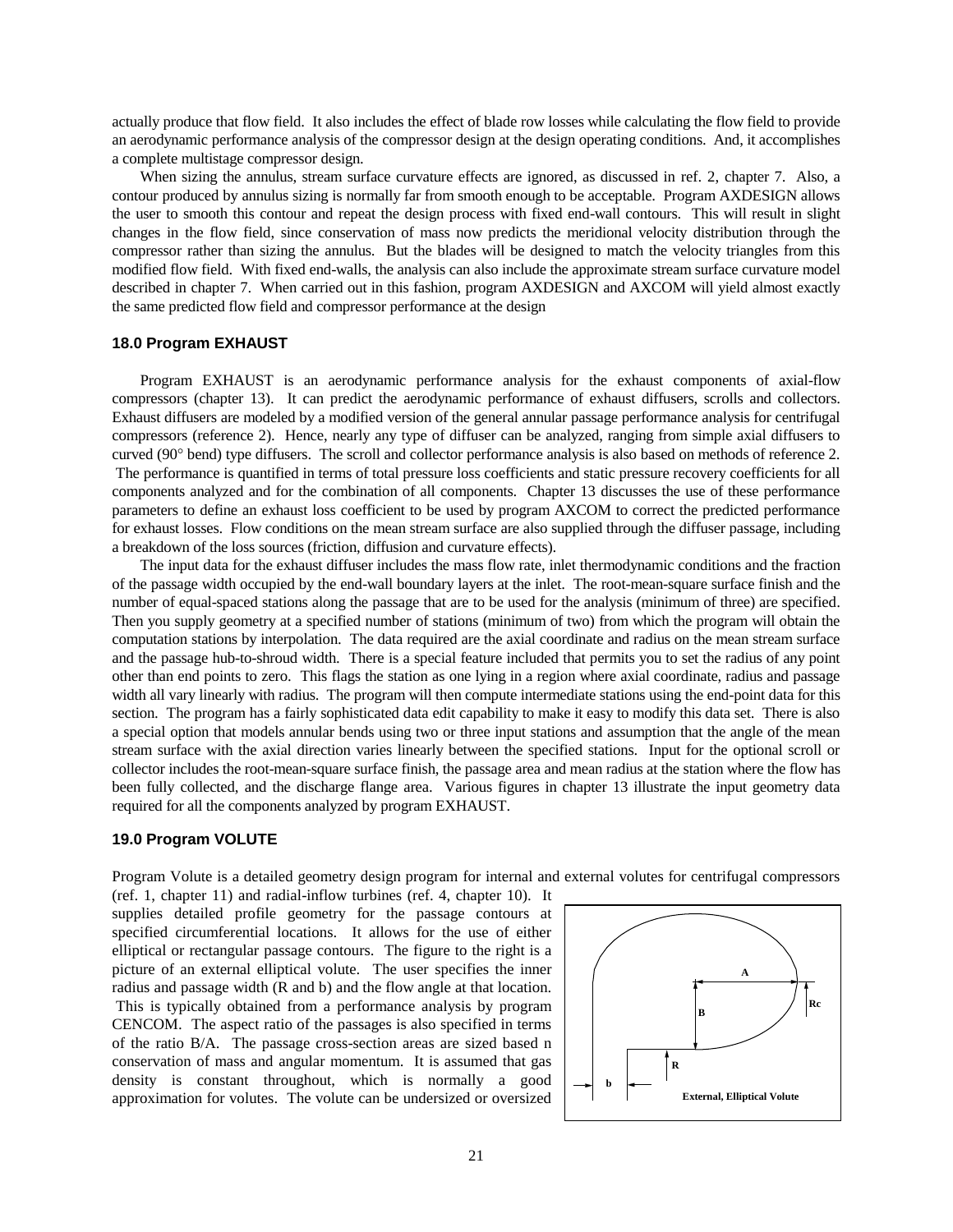actually produce that flow field. It also includes the effect of blade row losses while calculating the flow field to provide an aerodynamic performance analysis of the compressor design at the design operating conditions. And, it accomplishes a complete multistage compressor design.

When sizing the annulus, stream surface curvature effects are ignored, as discussed in ref. 2, chapter 7. Also, a contour produced by annulus sizing is normally far from smooth enough to be acceptable. Program AXDESIGN allows the user to smooth this contour and repeat the design process with fixed end-wall contours. This will result in slight changes in the flow field, since conservation of mass now predicts the meridional velocity distribution through the compressor rather than sizing the annulus. But the blades will be designed to match the velocity triangles from this modified flow field. With fixed end-walls, the analysis can also include the approximate stream surface curvature model described in chapter 7. When carried out in this fashion, program AXDESIGN and AXCOM will yield almost exactly the same predicted flow field and compressor performance at the design

### 18.0 Program EXHAUST

Program EXHAUST is an aerodynamic performance analysis for the exhaust components of axial-flow compressors (chapter 13). It can predict the aerodynamic performance of exhaust diffusers, scrolls and collectors. Exhaust diffusers are modeled by a modified version of the general annular passage performance analysis for centrifugal compressors (reference 2). Hence, nearly any type of diffuser can be analyzed, ranging from simple axial diffusers to curved (90° bend) type diffusers. The scroll and collector performance analysis is also based on methods of reference 2. The performance is quantified in terms of total pressure loss coefficients and static pressure recovery coefficients for all components analyzed and for the combination of all components. Chapter 13 discusses the use of these performance parameters to define an exhaust loss coefficient to be used by program AXCOM to correct the predicted performance for exhaust losses. Flow conditions on the mean stream surface are also supplied through the diffuser passage, including a breakdown of the loss sources (friction, diffusion and curvature effects).

The input data for the exhaust diffuser includes the mass flow rate, inlet thermodynamic conditions and the fraction of the passage width occupied by the end-wall boundary layers at the inlet. The root-mean-square surface finish and the number of equal-spaced stations along the passage that are to be used for the analysis (minimum of three) are specified. Then you supply geometry at a specified number of stations (minimum of two) from which the program will obtain the computation stations by interpolation. The data required are the axial coordinate and radius on the mean stream surface and the passage hub-to-shroud width. There is a special feature included that permits you to set the radius of any point other than end points to zero. This flags the station as one lying in a region where axial coordinate, radius and passage width all vary linearly with radius. The program will then compute intermediate stations using the end-point data for this section. The program has a fairly sophisticated data edit capability to make it easy to modify this data set. There is also a special option that models annular bends using two or three input stations and assumption that the angle of the mean stream surface with the axial direction varies linearly between the specified stations. Input for the optional scroll or collector includes the root-mean-square surface finish, the passage area and mean radius at the station where the flow has been fully collected, and the discharge flange area. Various figures in chapter 13 illustrate the input geometry data required for all the components analyzed by program EXHAUST.

### 19.0 Program VOLUTE

Program Volute is a detailed geometry design program for internal and external volutes for centrifugal compressors (ref. 1, chapter 11) and radial-inflow turbines (ref. 4, chapter 10). It supplies detailed profile geometry for the passage contours at specified circumferential locations. It allows for the use of either elliptical or rectangular passage contours. The figure to the right is a picture of an external elliptical volute. The user specifies the inner radius and passage width (R and b) and the flow angle at that location. This is typically obtained from a performance analysis by program CENCOM. The aspect ratio of the passages is also specified in terms of the ratio B/A. The passage cross-section areas are sized based n conservation of mass and angular momentum. It is assumed that gas density is constant throughout, which is normally a good approximation for volutes. The volute can be undersized or oversized

A

B

Rc

R

b

External, Elliptical Volute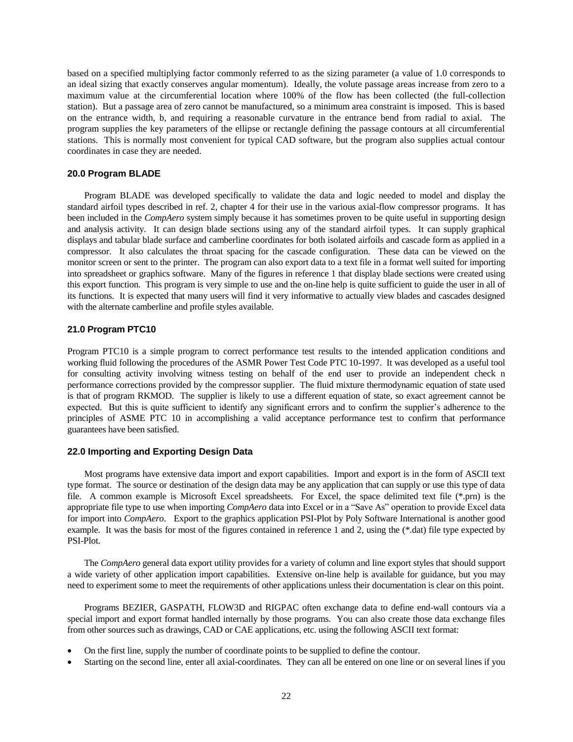based on a specified multiplying factor commonly referred to as the sizing parameter (a value of 1.0 corresponds to an ideal sizing that exactly conserves angular momentum). Ideally, the volute passage areas increase from zero to a maximum value at the circumferential location where 100% of the flow has been collected (the full-collection station). But a passage area of zero cannot be manufactured, so a minimum area constraint is imposed. This is based on the entrance width, b, and requiring a reasonable curvature in the entrance bend from radial to axial. The program supplies the key parameters of the ellipse or rectangle defining the passage contours at all circumferential stations. This is normally most convenient for typical CAD software, but the program also supplies actual contour coordinates in case they are needed.

### 20.0 Program BLADE

Program BLADE was developed specifically to validate the data and logic needed to model and display the standard airfoil types described in ref. 2, chapter 4 for their use in the various axial-flow compressor programs. It has been included in the *CompAero* system simply because it has sometimes proven to be quite useful in supporting design and analysis activity. It can design blade sections using any of the standard airfoil types. It can supply graphical displays and tabular blade surface and camberline coordinates for both isolated airfoils and cascade form as applied in a compressor. It also calculates the throat spacing for the cascade configuration. These data can be viewed on the monitor screen or sent to the printer. The program can also export data to a text file in a format well suited for importing into spreadsheet or graphics software. Many of the figures in reference 1 that display blade sections were created using this export function. This program is very simple to use and the on-line help is quite sufficient to guide the user in all of its functions. It is expected that many users will find it very informative to actually view blades and cascades designed with the alternate camberline and profile styles available.

### 21.0 Program PTC10

Program PTC10 is a simple program to correct performance test results to the intended application conditions and working fluid following the procedures of the ASMR Power Test Code PTC 10-1997. It was developed as a useful tool for consulting activity involving witness testing on behalf of the end user to provide an independent check n performance corrections provided by the compressor supplier. The fluid mixture thermodynamic equation of state used is that of program RKMOD. The supplier is likely to use a different equation of state, so exact agreement cannot be expected. But this is quite sufficient to identify any significant errors and to confirm the supplier's adherence to the principles of ASME PTC 10 in accomplishing a valid acceptance performance test to confirm that performance guarantees have been satisfied.

### 22.0 Importing and Exporting Design Data

Most programs have extensive data import and export capabilities. Import and export is in the form of ASCII text type format. The source or destination of the design data may be any application that can supply or use this type of data file. A common example is Microsoft Excel spreadsheets. For Excel, the space delimited text file (*.prn) is the appropriate file type to use when importing *CompAero* data into Excel or in a "Save As" operation to provide Excel data for import into *CompAero*. Export to the graphics application PSI-Plot by Poly Software International is another good example. It was the basis for most of the figures contained in reference 1 and 2, using the (*.dat) file type expected by PSI-Plot.

The *CompAero* general data export utility provides for a variety of column and line export styles that should support a wide variety of other application import capabilities. Extensive on-line help is available for guidance, but you may need to experiment some to meet the requirements of other applications unless their documentation is clear on this point.

Programs BEZIER, GASPATH, FLOW3D and RIGPAC often exchange data to define end-wall contours via a special import and export format handled internally by those programs. You can also create those data exchange files from other sources such as drawings, CAD or CAE applications, etc. using the following ASCII text format:

- On the first line, supply the number of coordinate points to be supplied to define the contour.
- Starting on the second line, enter all axial-coordinates. They can all be entered on one line or on several lines if you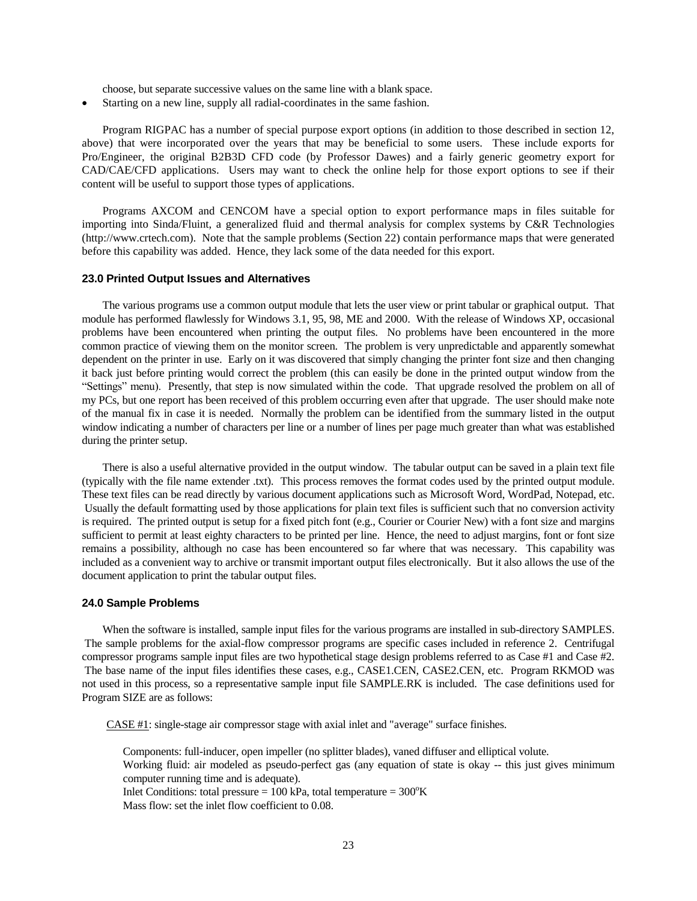choose, but separate successive values on the same line with a blank space.

- Starting on a new line, supply all radial-coordinates in the same fashion.

Program RIGPAC has a number of special purpose export options (in addition to those described in section 12, above) that were incorporated over the years that may be beneficial to some users. These include exports for Pro/Engineer, the original B2B3D CFD code (by Professor Dawes) and a fairly generic geometry export for CAD/CAE/CFD applications. Users may want to check the online help for those export options to see if their content will be useful to support those types of applications.

Programs AXCOM and CENCOM have a special option to export performance maps in files suitable for importing into Sinda/Fluint, a generalized fluid and thermal analysis for complex systems by C&R Technologies (http://www.crtech.com). Note that the sample problems (Section 22) contain performance maps that were generated before this capability was added. Hence, they lack some of the data needed for this export.

### 23.0 Printed Output Issues and Alternatives

The various programs use a common output module that lets the user view or print tabular or graphical output. That module has performed flawlessly for Windows 3.1, 95, 98, ME and 2000. With the release of Windows XP, occasional problems have been encountered when printing the output files. No problems have been encountered in the more common practice of viewing them on the monitor screen. The problem is very unpredictable and apparently somewhat dependent on the printer in use. Early on it was discovered that simply changing the printer font size and then changing it back just before printing would correct the problem (this can easily be done in the printed output window from the "Settings" menu). Presently, that step is now simulated within the code. That upgrade resolved the problem on all of my PCs, but one report has been received of this problem occurring even after that upgrade. The user should make note of the manual fix in case it is needed. Normally the problem can be identified from the summary listed in the output window indicating a number of characters per line or a number of lines per page much greater than what was established during the printer setup.

There is also a useful alternative provided in the output window. The tabular output can be saved in a plain text file (typically with the file name extender .txt). This process removes the format codes used by the printed output module. These text files can be read directly by various document applications such as Microsoft Word, WordPad, Notepad, etc. Usually the default formatting used by those applications for plain text files is sufficient such that no conversion activity is required. The printed output is setup for a fixed pitch font (e.g., Courier or Courier New) with a font size and margins sufficient to permit at least eighty characters to be printed per line. Hence, the need to adjust margins, font or font size remains a possibility, although no case has been encountered so far where that was necessary. This capability was included as a convenient way to archive or transmit important output files electronically. But it also allows the use of the document application to print the tabular output files.

### 24.0 Sample Problems

When the software is installed, sample input files for the various programs are installed in sub-directory SAMPLES. The sample problems for the axial-flow compressor programs are specific cases included in reference 2. Centrifugal compressor programs sample input files are two hypothetical stage design problems referred to as Case #1 and Case #2. The base name of the input files identifies these cases, e.g., CASE1.CEN, CASE2.CEN, etc. Program RKMOD was not used in this process, so a representative sample input file SAMPLE.RK is included. The case definitions used for Program SIZE are as follows:

CASE #1: single-stage air compressor stage with axial inlet and "average" surface finishes.

Components: full-inducer, open impeller (no splitter blades), vaned diffuser and elliptical volute.
Working fluid: air modeled as pseudo-perfect gas (any equation of state is okay -- this just gives minimum computer running time and is adequate).
Inlet Conditions: total pressure = 100 kPa, total temperature = $300^{o}$K
Mass flow: set the inlet flow coefficient to 0.08.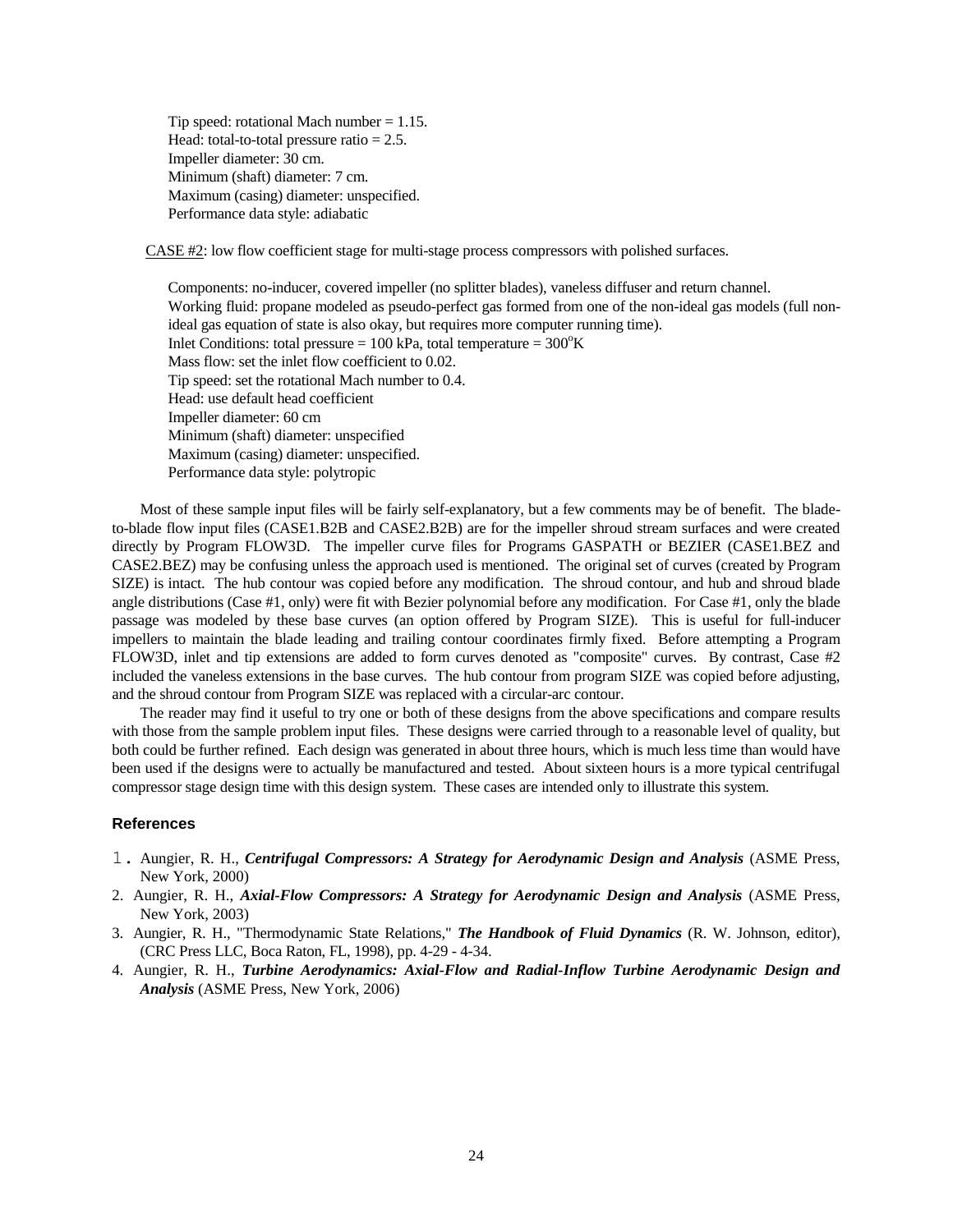Tip speed: rotational Mach number = 1.15.
Head: total-to-total pressure ratio = 2.5.
Impeller diameter: 30 cm.
Minimum (shaft) diameter: 7 cm.
Maximum (casing) diameter: unspecified.
Performance data style: adiabatic

CASE #2: low flow coefficient stage for multi-stage process compressors with polished surfaces.

Components: no-inducer, covered impeller (no splitter blades), vaneless diffuser and return channel.
Working fluid: propane modeled as pseudo-perfect gas formed from one of the non-ideal gas models (full non-ideal gas equation of state is also okay, but requires more computer running time).
Inlet Conditions: total pressure = 100 kPa, total temperature = 300$^{o}$K
Mass flow: set the inlet flow coefficient to 0.02.
Tip speed: set the rotational Mach number to 0.4.
Head: use default head coefficient
Impeller diameter: 60 cm
Minimum (shaft) diameter: unspecified
Maximum (casing) diameter: unspecified.
Performance data style: polytropic

Most of these sample input files will be fairly self-explanatory, but a few comments may be of benefit. The blade-to-blade flow input files (CASE1.B2B and CASE2.B2B) are for the impeller shroud stream surfaces and were created directly by Program FLOW3D. The impeller curve files for Programs GASPATH or BEZIER (CASE1.BEZ and CASE2.BEZ) may be confusing unless the approach used is mentioned. The original set of curves (created by Program SIZE) is intact. The hub contour was copied before any modification. The shroud contour, and hub and shroud blade angle distributions (Case #1, only) were fit with Bezier polynomial before any modification. For Case #1, only the blade passage was modeled by these base curves (an option offered by Program SIZE). This is useful for full-inducer impellers to maintain the blade leading and trailing contour coordinates firmly fixed. Before attempting a Program FLOW3D, inlet and tip extensions are added to form curves denoted as "composite" curves. By contrast, Case #2 included the vaneless extensions in the base curves. The hub contour from program SIZE was copied before adjusting, and the shroud contour from Program SIZE was replaced with a circular-arc contour.

The reader may find it useful to try one or both of these designs from the above specifications and compare results with those from the sample problem input files. These designs were carried through to a reasonable level of quality, but both could be further refined. Each design was generated in about three hours, which is much less time than would have been used if the designs were to actually be manufactured and tested. About sixteen hours is a more typical centrifugal compressor stage design time with this design system. These cases are intended only to illustrate this system.

### References

1. Aungier, R. H., ***Centrifugal Compressors: A Strategy for Aerodynamic Design and Analysis*** (ASME Press, New York, 2000)
2. Aungier, R. H., ***Axial-Flow Compressors: A Strategy for Aerodynamic Design and Analysis*** (ASME Press, New York, 2003)
3. Aungier, R. H., "Thermodynamic State Relations," ***The Handbook of Fluid Dynamics*** (R. W. Johnson, editor), (CRC Press LLC, Boca Raton, FL, 1998), pp. 4-29 - 4-34.
4. Aungier, R. H., ***Turbine Aerodynamics: Axial-Flow and Radial-Inflow Turbine Aerodynamic Design and Analysis*** (ASME Press, New York, 2006)